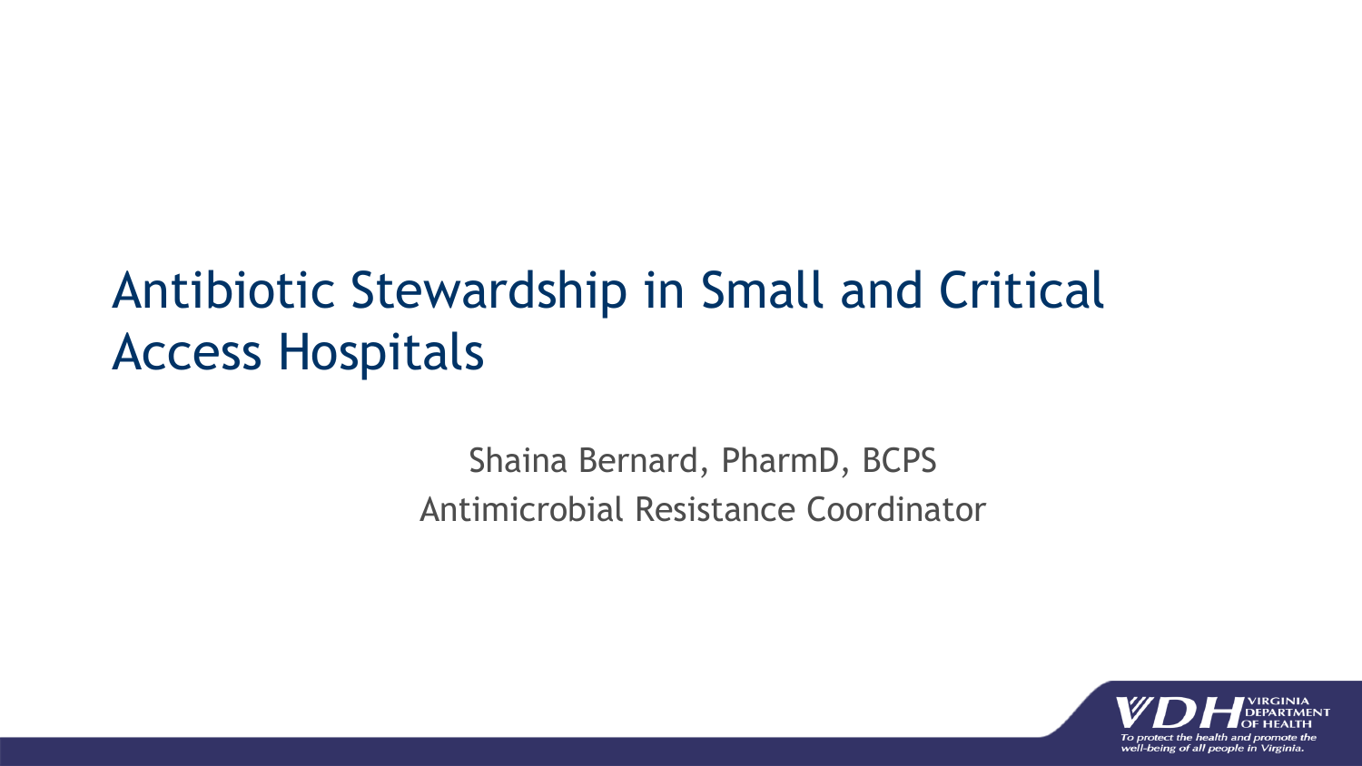# Antibiotic Stewardship in Small and Critical Access Hospitals

Shaina Bernard, PharmD, BCPS

Antimicrobial Resistance Coordinator

VDH VIRGINIA DEPARTMENT OF HEALTH

*To protect the health and promote the well-being of all people in Virginia.*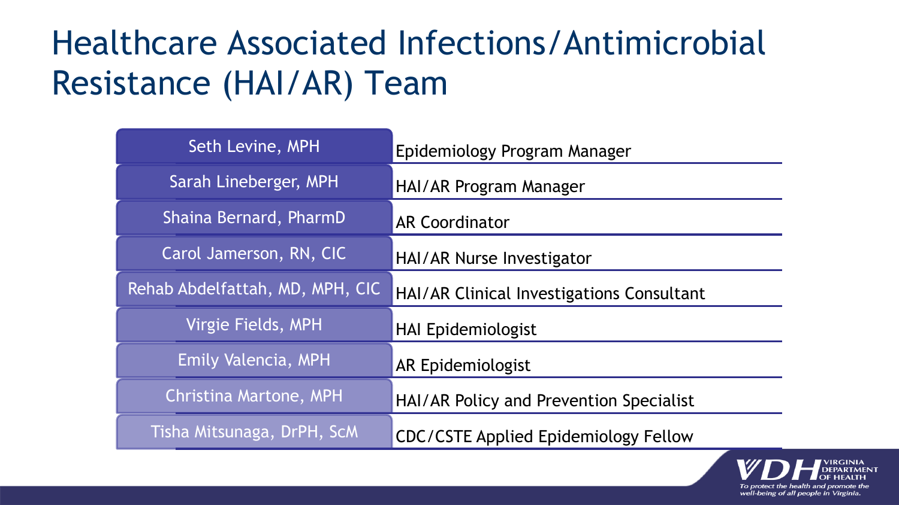# Healthcare Associated Infections/Antimicrobial Resistance (HAI/AR) Team

| Name | Role |
| --- | --- |
| Seth Levine, MPH | Epidemiology Program Manager |
| Sarah Lineberger, MPH | HAI/AR Program Manager |
| Shaina Bernard, PharmD | AR Coordinator |
| Carol Jamerson, RN, CIC | HAI/AR Nurse Investigator |
| Rehab Abdelfattah, MD, MPH, CIC | HAI/AR Clinical Investigations Consultant |
| Virgie Fields, MPH | HAI Epidemiologist |
| Emily Valencia, MPH | AR Epidemiologist |
| Christina Martone, MPH | HAI/AR Policy and Prevention Specialist |
| Tisha Mitsunaga, DrPH, ScM | CDC/CSTE Applied Epidemiology Fellow |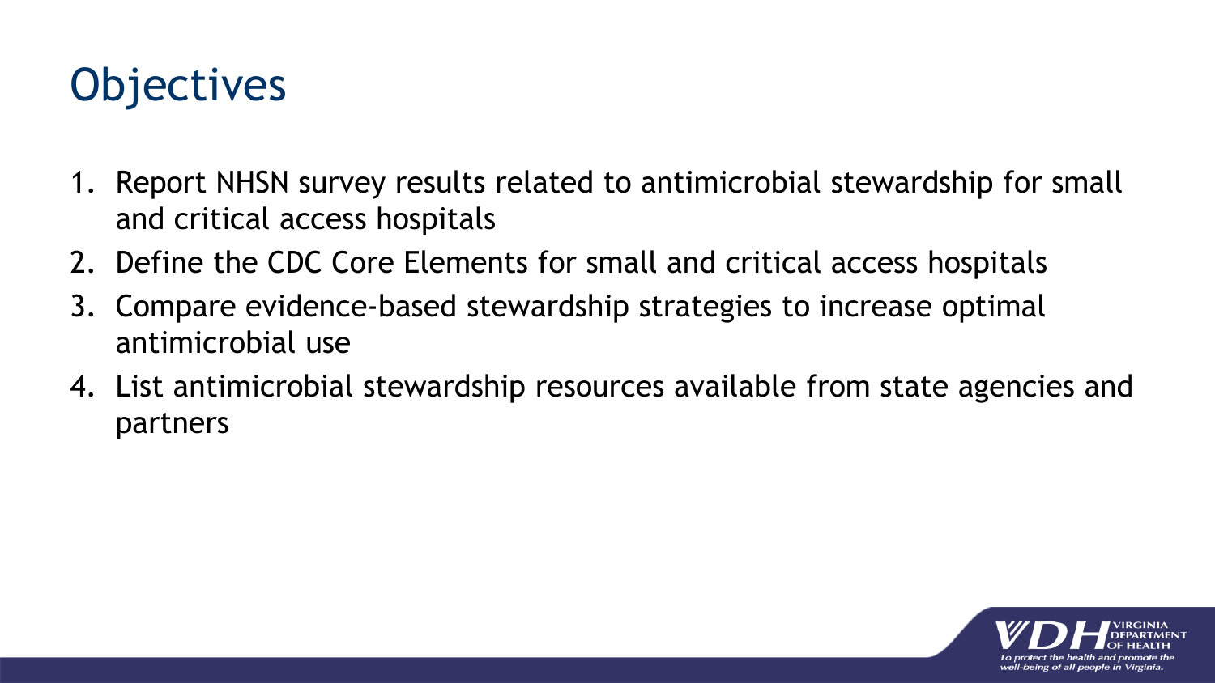# Objectives

1. Report NHSN survey results related to antimicrobial stewardship for small and critical access hospitals
2. Define the CDC Core Elements for small and critical access hospitals
3. Compare evidence-based stewardship strategies to increase optimal antimicrobial use
4. List antimicrobial stewardship resources available from state agencies and partners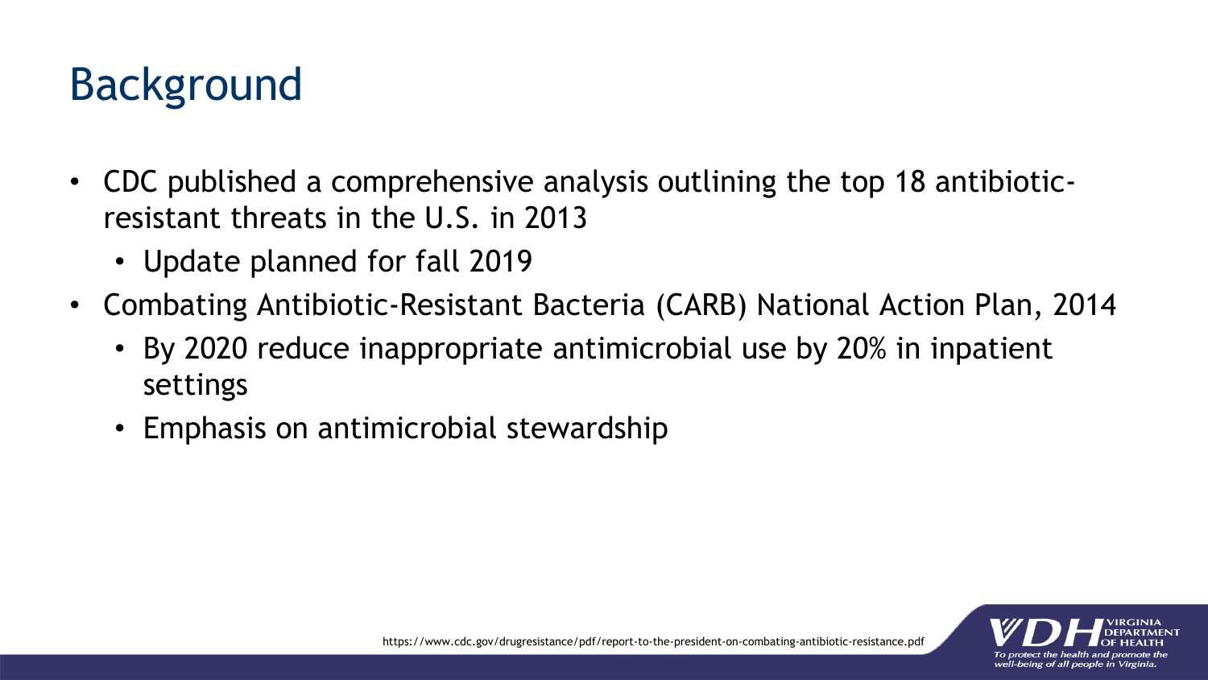# Background

- CDC published a comprehensive analysis outlining the top 18 antibiotic-resistant threats in the U.S. in 2013
  - Update planned for fall 2019
- Combating Antibiotic-Resistant Bacteria (CARB) National Action Plan, 2014
  - By 2020 reduce inappropriate antimicrobial use by 20% in inpatient settings
  - Emphasis on antimicrobial stewardship

https://www.cdc.gov/drugresistance/pdf/report-to-the-president-on-combating-antibiotic-resistance.pdf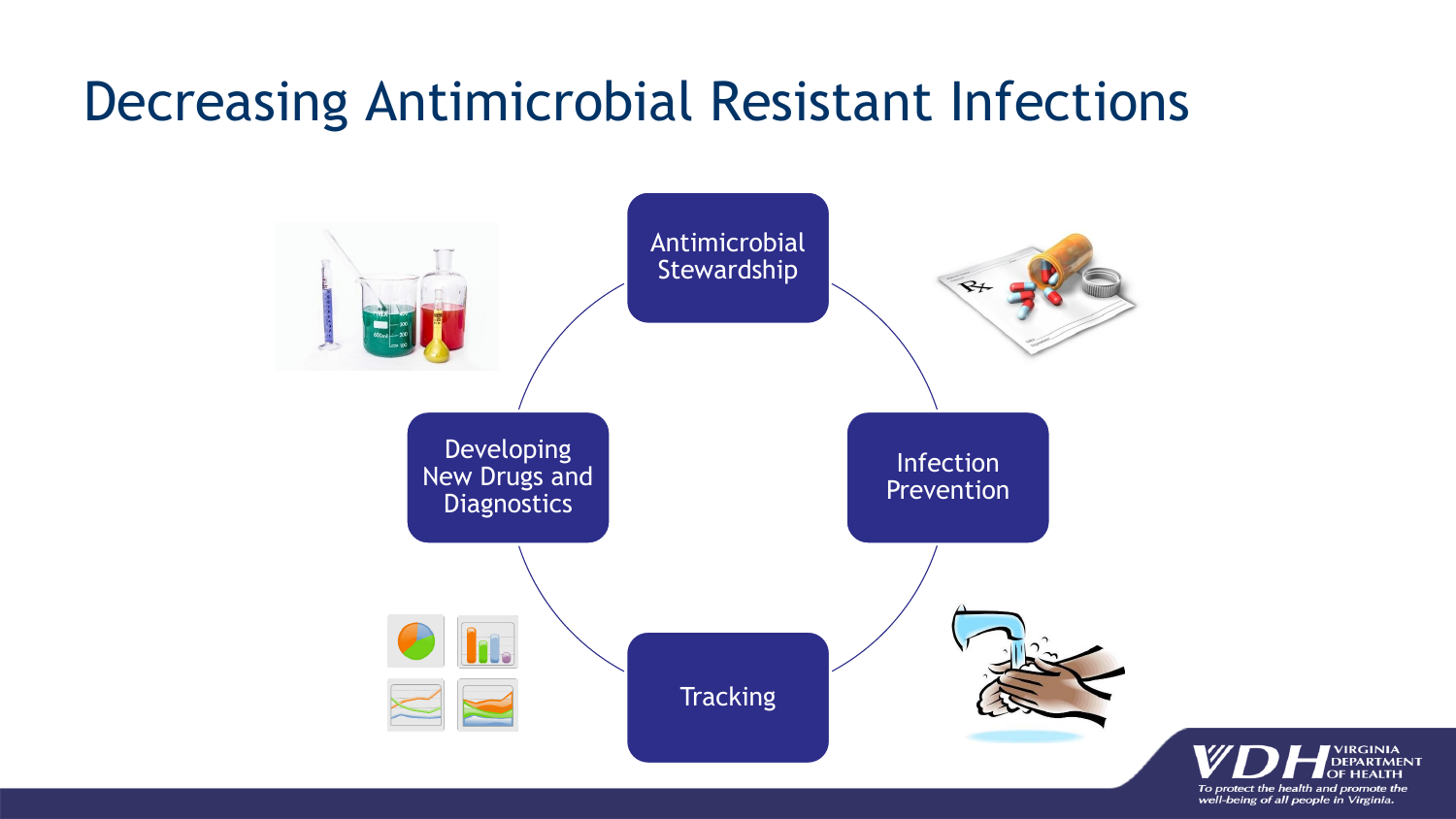# Decreasing Antimicrobial Resistant Infections

- Antimicrobial Stewardship
- Infection Prevention
- Tracking
- Developing New Drugs and Diagnostics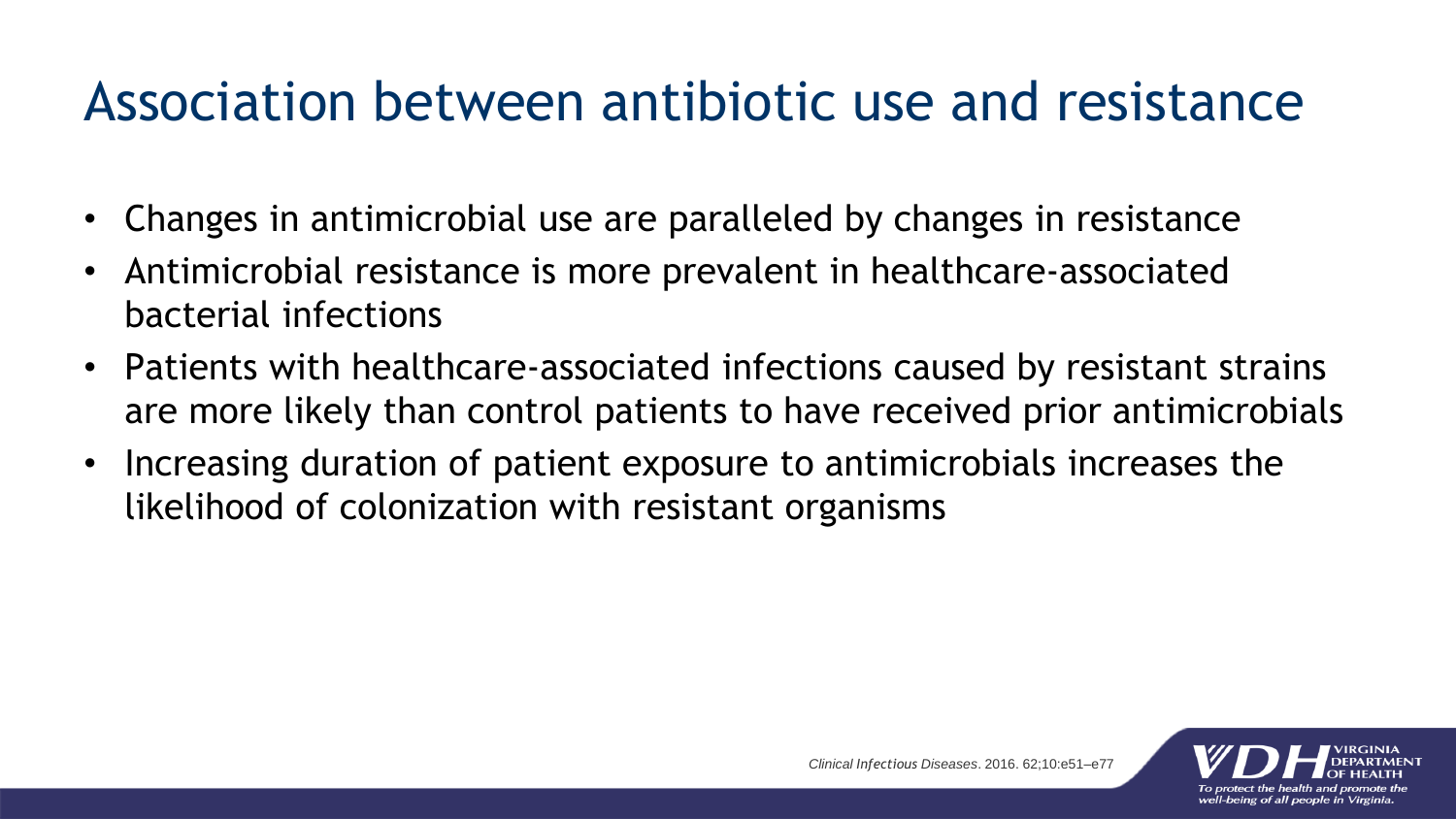# Association between antibiotic use and resistance

- Changes in antimicrobial use are paralleled by changes in resistance
- Antimicrobial resistance is more prevalent in healthcare-associated bacterial infections
- Patients with healthcare-associated infections caused by resistant strains are more likely than control patients to have received prior antimicrobials
- Increasing duration of patient exposure to antimicrobials increases the likelihood of colonization with resistant organisms

*Clinical Infectious Diseases*. 2016. 62;10:e51–e77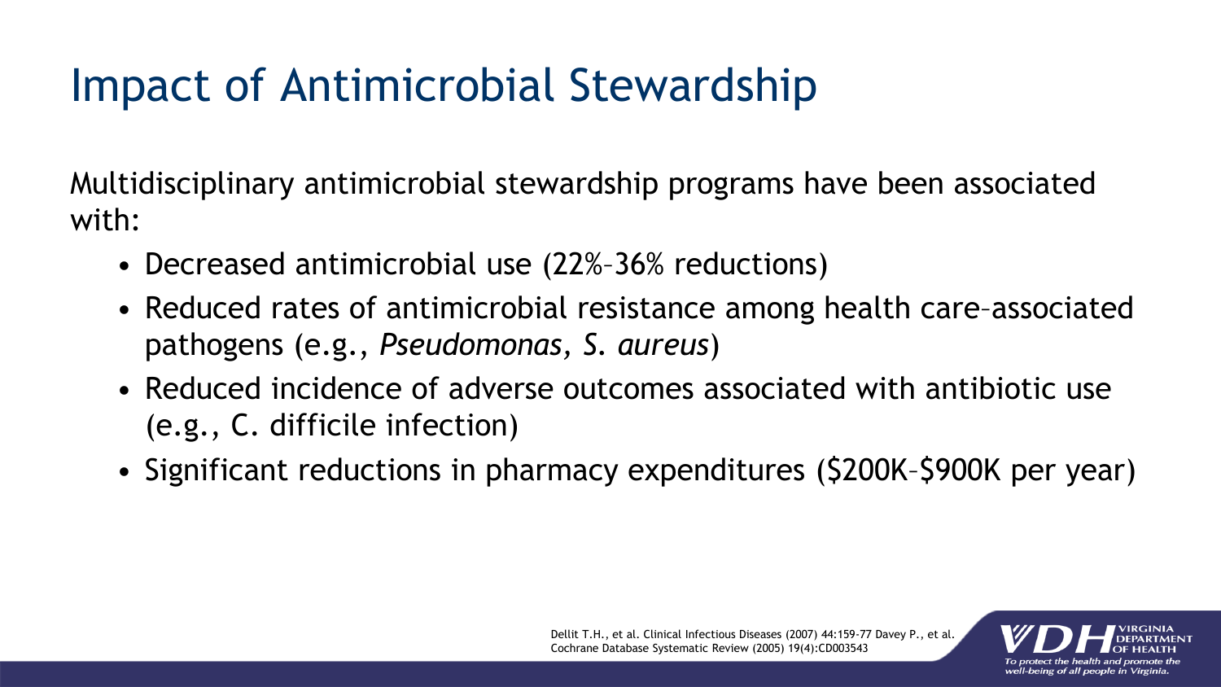# Impact of Antimicrobial Stewardship

Multidisciplinary antimicrobial stewardship programs have been associated with:

- Decreased antimicrobial use (22%–36% reductions)
- Reduced rates of antimicrobial resistance among health care–associated pathogens (e.g., *Pseudomonas*, *S. aureus*)
- Reduced incidence of adverse outcomes associated with antibiotic use (e.g., C. difficile infection)
- Significant reductions in pharmacy expenditures ($200K–$900K per year)

Dellit T.H., et al. Clinical Infectious Diseases (2007) 44:159-77 Davey P., et al. Cochrane Database Systematic Review (2005) 19(4):CD003543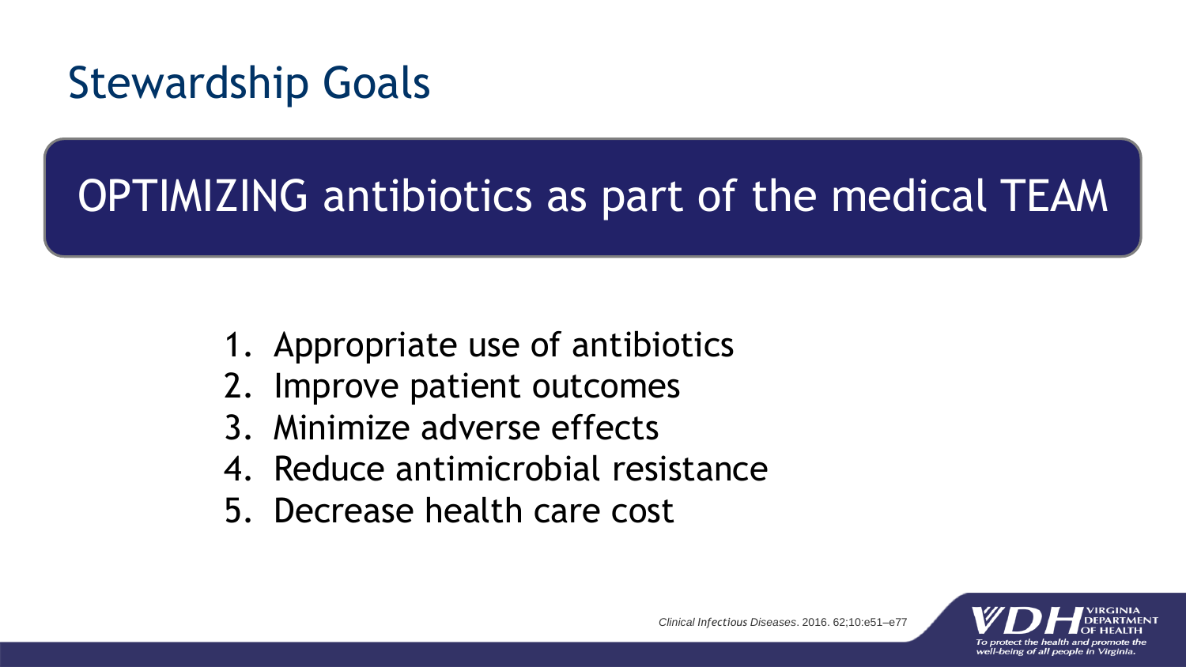# Stewardship Goals

## OPTIMIZING antibiotics as part of the medical TEAM

1. Appropriate use of antibiotics
2. Improve patient outcomes
3. Minimize adverse effects
4. Reduce antimicrobial resistance
5. Decrease health care cost

*Clinical Infectious Diseases*. 2016. 62;10:e51–e77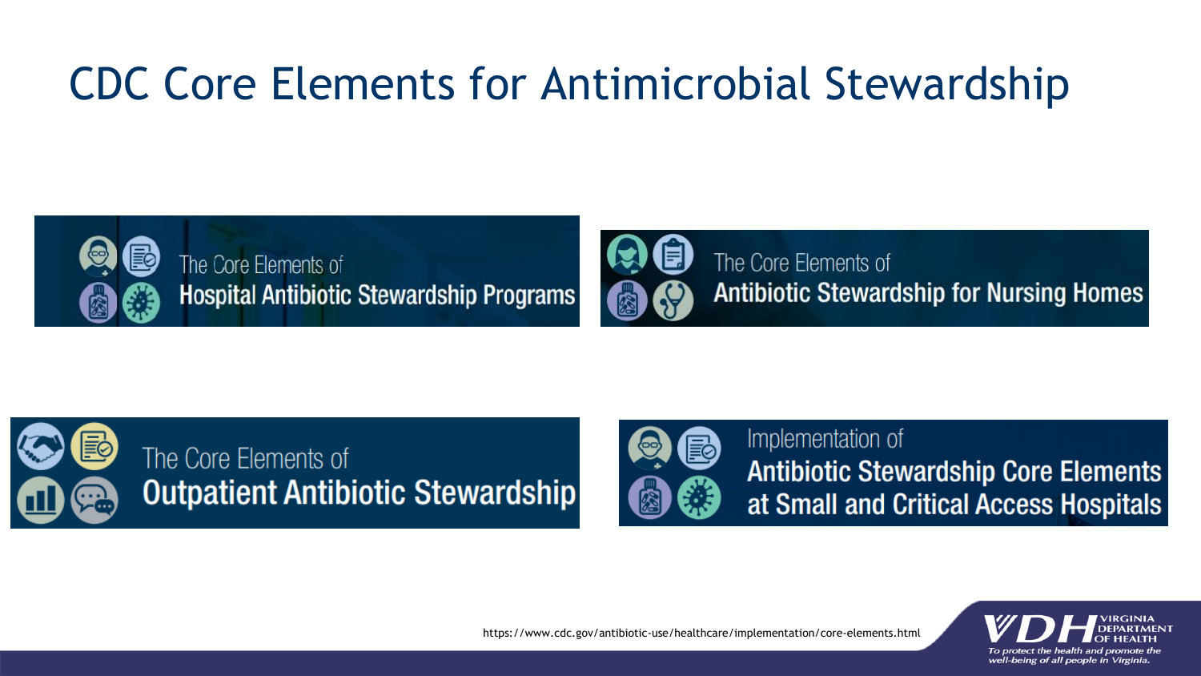# CDC Core Elements for Antimicrobial Stewardship

The Core Elements of
**Hospital Antibiotic Stewardship Programs**

The Core Elements of
**Antibiotic Stewardship for Nursing Homes**

The Core Elements of
**Outpatient Antibiotic Stewardship**

Implementation of
**Antibiotic Stewardship Core Elements at Small and Critical Access Hospitals**

https://www.cdc.gov/antibiotic-use/healthcare/implementation/core-elements.html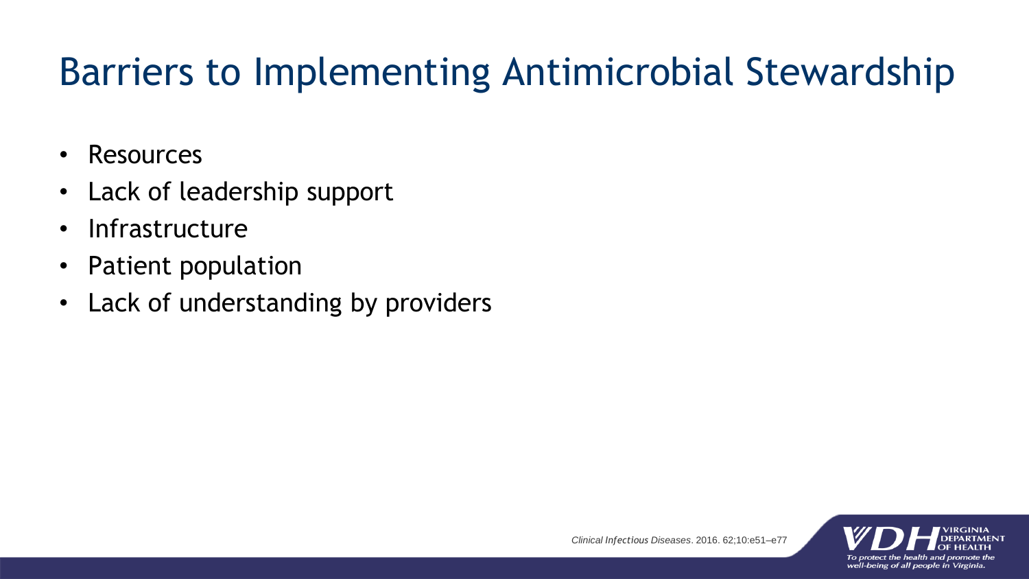# Barriers to Implementing Antimicrobial Stewardship

- Resources
- Lack of leadership support
- Infrastructure
- Patient population
- Lack of understanding by providers

*Clinical Infectious Diseases*. 2016. 62;10:e51–e77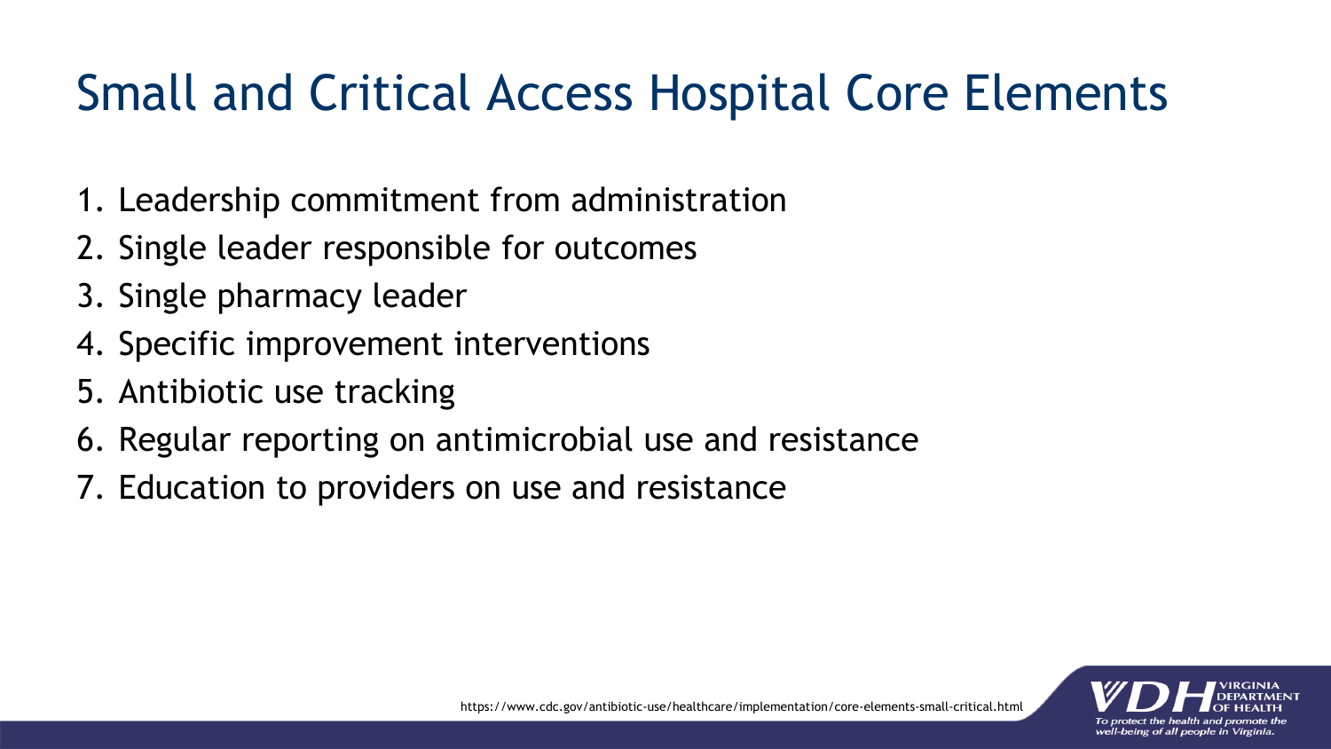# Small and Critical Access Hospital Core Elements

1. Leadership commitment from administration
2. Single leader responsible for outcomes
3. Single pharmacy leader
4. Specific improvement interventions
5. Antibiotic use tracking
6. Regular reporting on antimicrobial use and resistance
7. Education to providers on use and resistance

https://www.cdc.gov/antibiotic-use/healthcare/implementation/core-elements-small-critical.html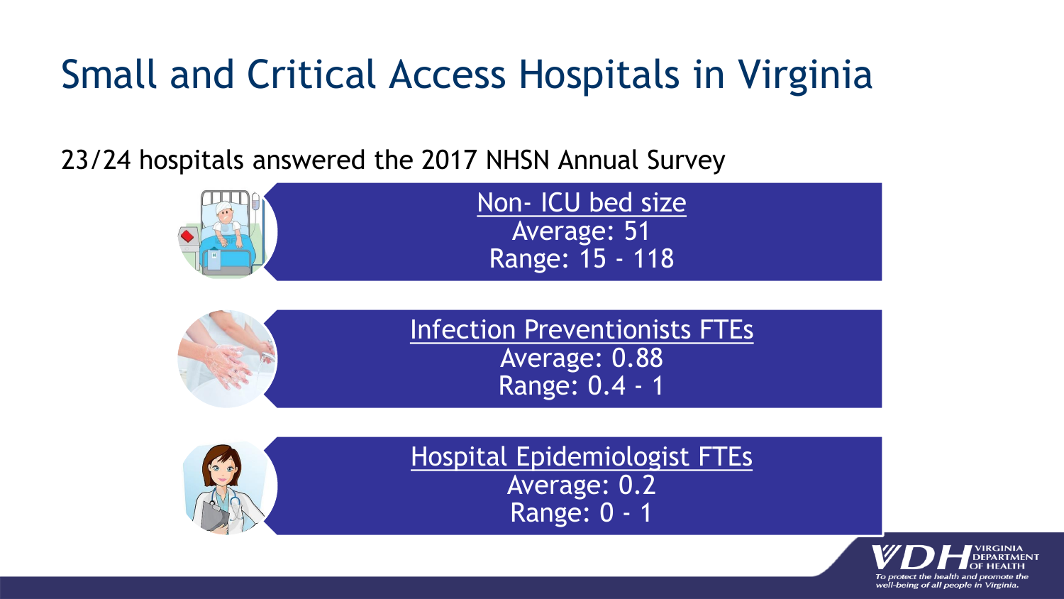# Small and Critical Access Hospitals in Virginia

23/24 hospitals answered the 2017 NHSN Annual Survey

**Non- ICU bed size**
Average: 51
Range: 15 - 118

**Infection Preventionists FTEs**
Average: 0.88
Range: 0.4 - 1

**Hospital Epidemiologist FTEs**
Average: 0.2
Range: 0 - 1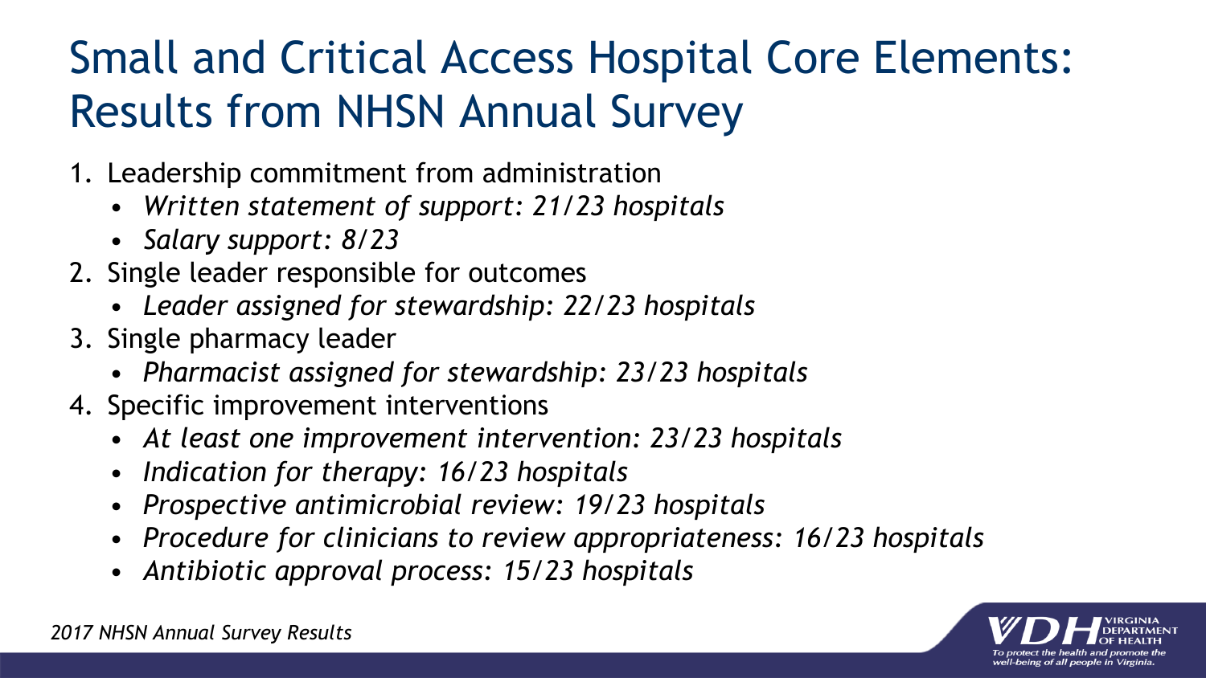# Small and Critical Access Hospital Core Elements: Results from NHSN Annual Survey

1. Leadership commitment from administration
   - *Written statement of support: 21/23 hospitals*
   - *Salary support: 8/23*
2. Single leader responsible for outcomes
   - *Leader assigned for stewardship: 22/23 hospitals*
3. Single pharmacy leader
   - *Pharmacist assigned for stewardship: 23/23 hospitals*
4. Specific improvement interventions
   - *At least one improvement intervention: 23/23 hospitals*
   - *Indication for therapy: 16/23 hospitals*
   - *Prospective antimicrobial review: 19/23 hospitals*
   - *Procedure for clinicians to review appropriateness: 16/23 hospitals*
   - *Antibiotic approval process: 15/23 hospitals*

*2017 NHSN Annual Survey Results*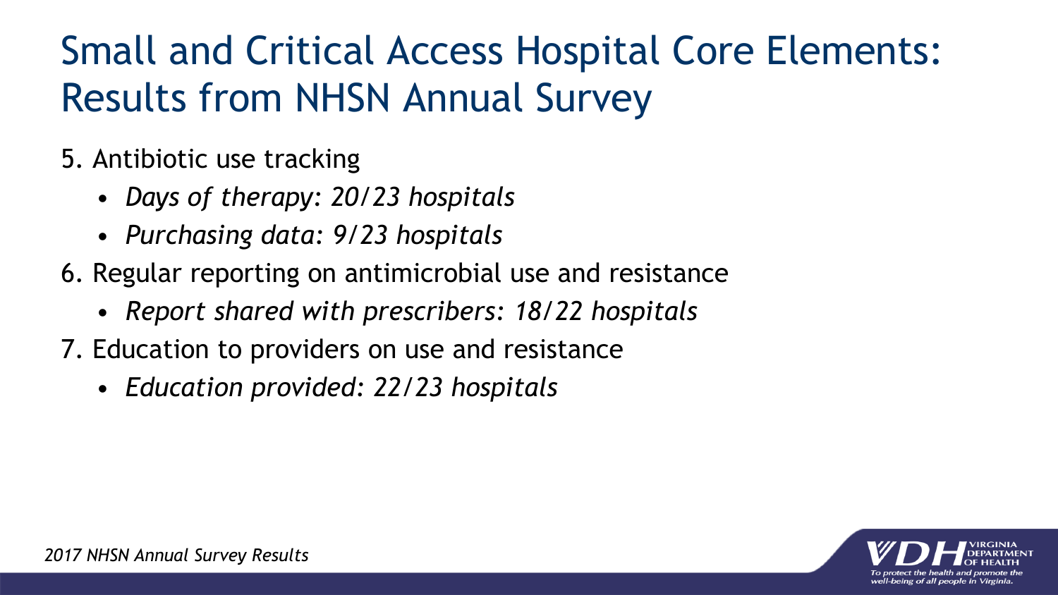# Small and Critical Access Hospital Core Elements: Results from NHSN Annual Survey

5. Antibiotic use tracking
    - *Days of therapy: 20/23 hospitals*
    - *Purchasing data: 9/23 hospitals*
6. Regular reporting on antimicrobial use and resistance
    - *Report shared with prescribers: 18/22 hospitals*
7. Education to providers on use and resistance
    - *Education provided: 22/23 hospitals*

*2017 NHSN Annual Survey Results*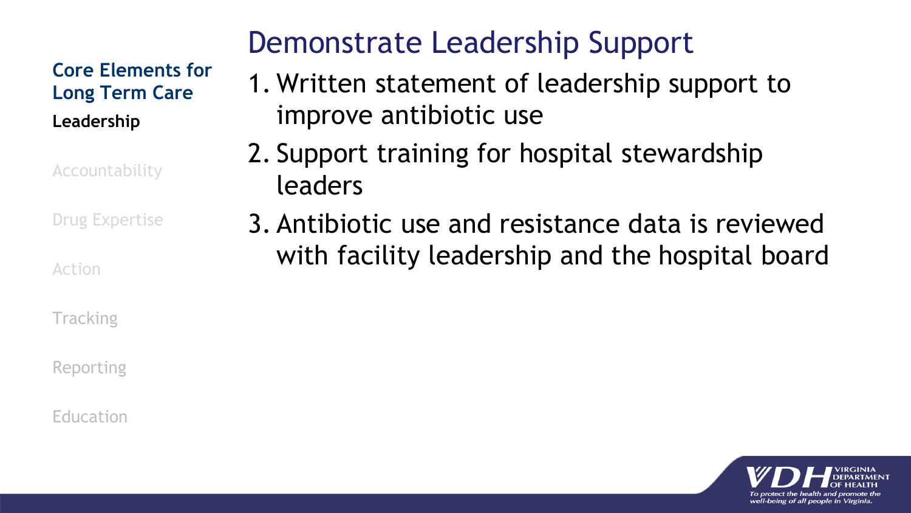**Core Elements for Long Term Care**

**Leadership**

Accountability

Drug Expertise

Action

Tracking

Reporting

Education

# Demonstrate Leadership Support

1. Written statement of leadership support to improve antibiotic use
2. Support training for hospital stewardship leaders
3. Antibiotic use and resistance data is reviewed with facility leadership and the hospital board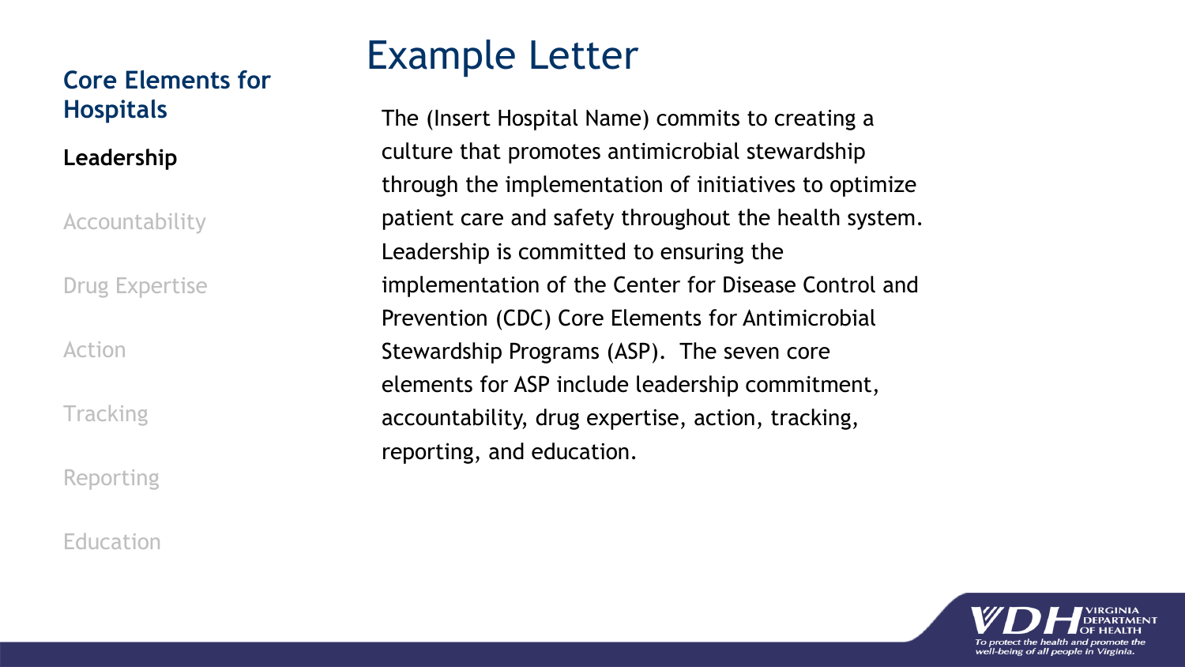# Example Letter

**Core Elements for Hospitals**

**Leadership**

Accountability

Drug Expertise

Action

Tracking

Reporting

Education

The (Insert Hospital Name) commits to creating a culture that promotes antimicrobial stewardship through the implementation of initiatives to optimize patient care and safety throughout the health system. Leadership is committed to ensuring the implementation of the Center for Disease Control and Prevention (CDC) Core Elements for Antimicrobial Stewardship Programs (ASP). The seven core elements for ASP include leadership commitment, accountability, drug expertise, action, tracking, reporting, and education.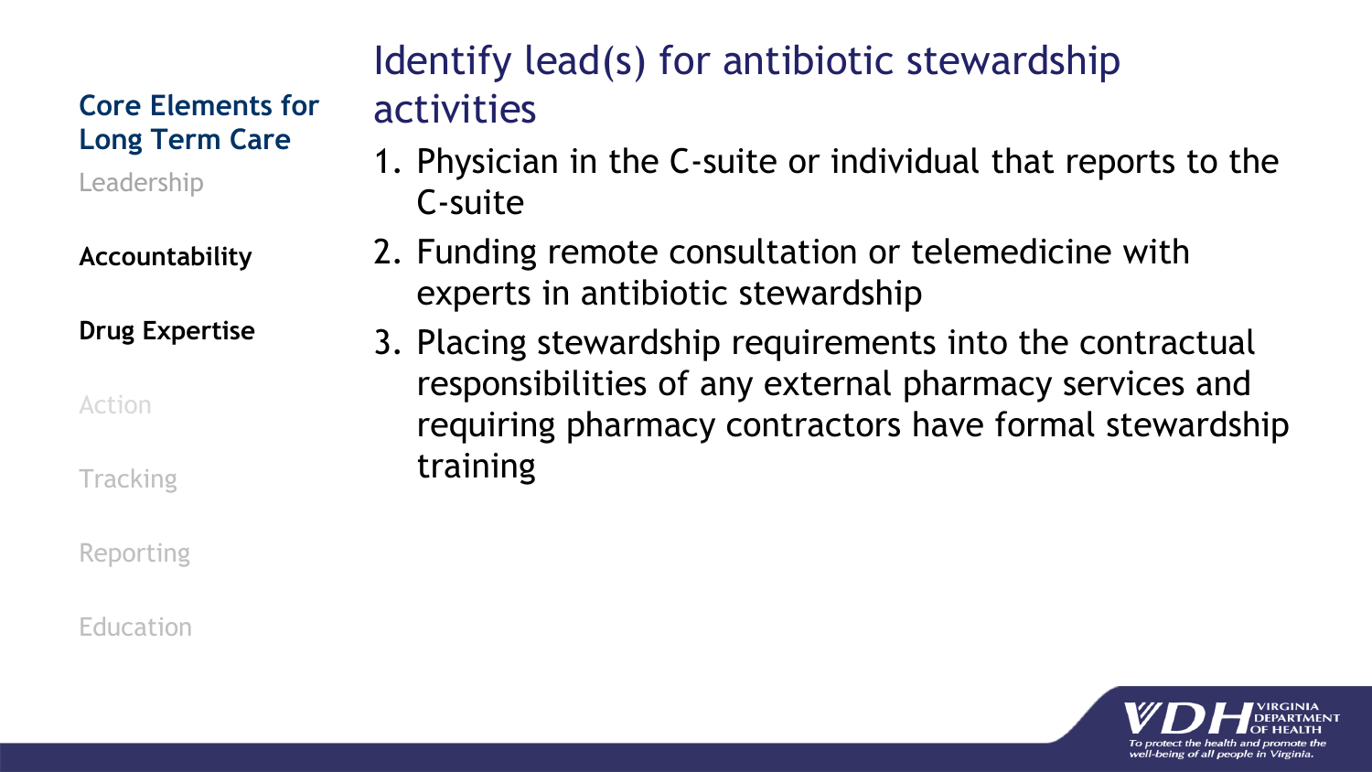**Core Elements for Long Term Care**

Leadership

**Accountability**

**Drug Expertise**

Action

Tracking

Reporting

Education

# Identify lead(s) for antibiotic stewardship activities

1. Physician in the C-suite or individual that reports to the C-suite
2. Funding remote consultation or telemedicine with experts in antibiotic stewardship
3. Placing stewardship requirements into the contractual responsibilities of any external pharmacy services and requiring pharmacy contractors have formal stewardship training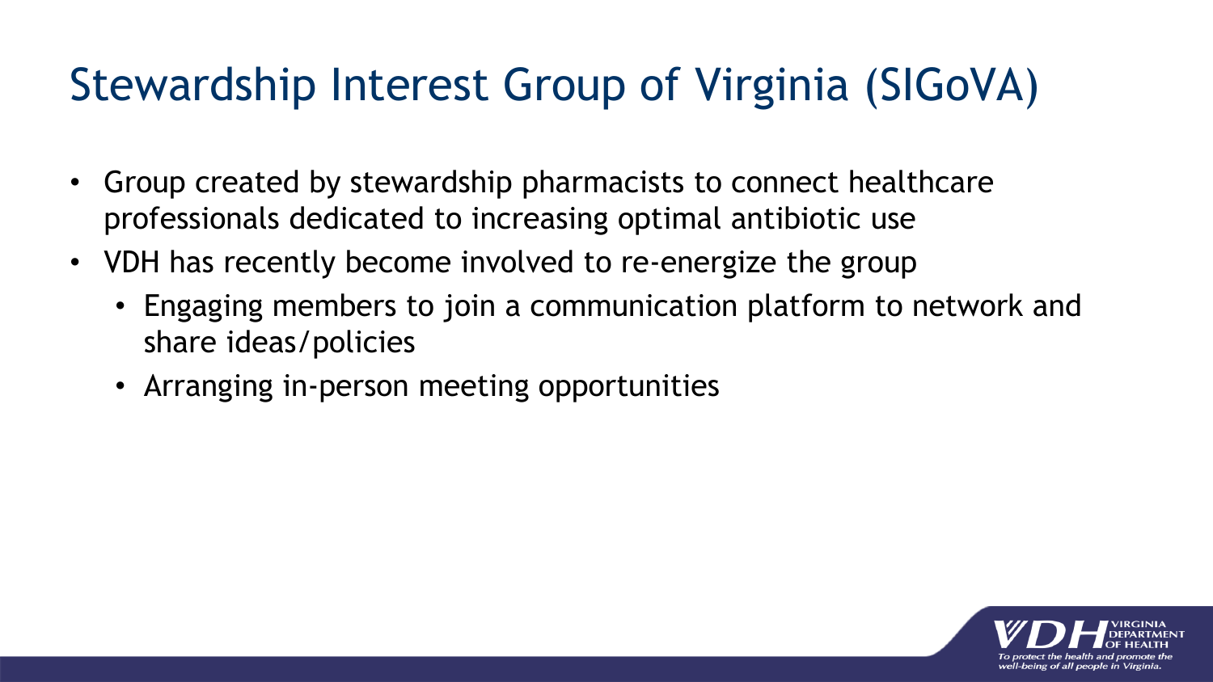# Stewardship Interest Group of Virginia (SIGoVA)

- Group created by stewardship pharmacists to connect healthcare professionals dedicated to increasing optimal antibiotic use
- VDH has recently become involved to re-energize the group
  - Engaging members to join a communication platform to network and share ideas/policies
  - Arranging in-person meeting opportunities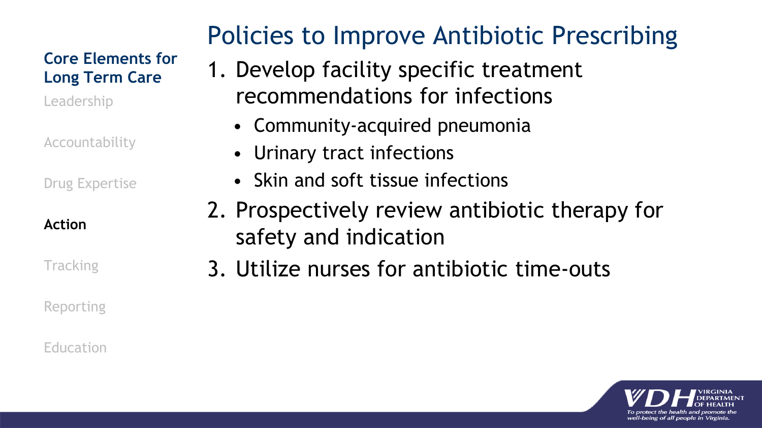# Policies to Improve Antibiotic Prescribing

**Core Elements for Long Term Care**

Leadership

Accountability

Drug Expertise

**Action**

Tracking

Reporting

Education

1. Develop facility specific treatment recommendations for infections
   - Community-acquired pneumonia
   - Urinary tract infections
   - Skin and soft tissue infections
2. Prospectively review antibiotic therapy for safety and indication
3. Utilize nurses for antibiotic time-outs

VDH VIRGINIA DEPARTMENT OF HEALTH

*To protect the health and promote the well-being of all people in Virginia.*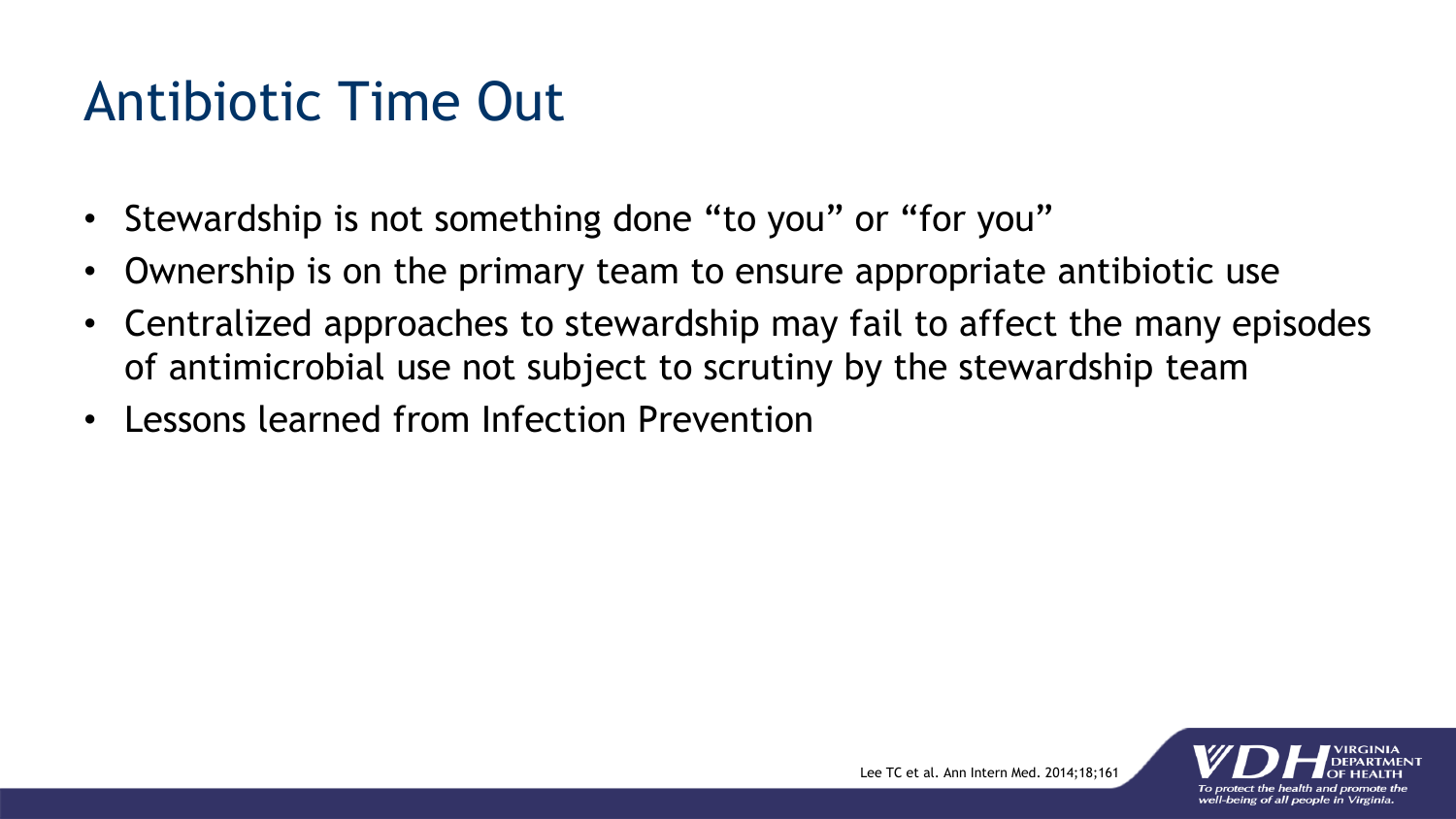# Antibiotic Time Out

- Stewardship is not something done “to you” or “for you”
- Ownership is on the primary team to ensure appropriate antibiotic use
- Centralized approaches to stewardship may fail to affect the many episodes of antimicrobial use not subject to scrutiny by the stewardship team
- Lessons learned from Infection Prevention

Lee TC et al. Ann Intern Med. 2014;18;161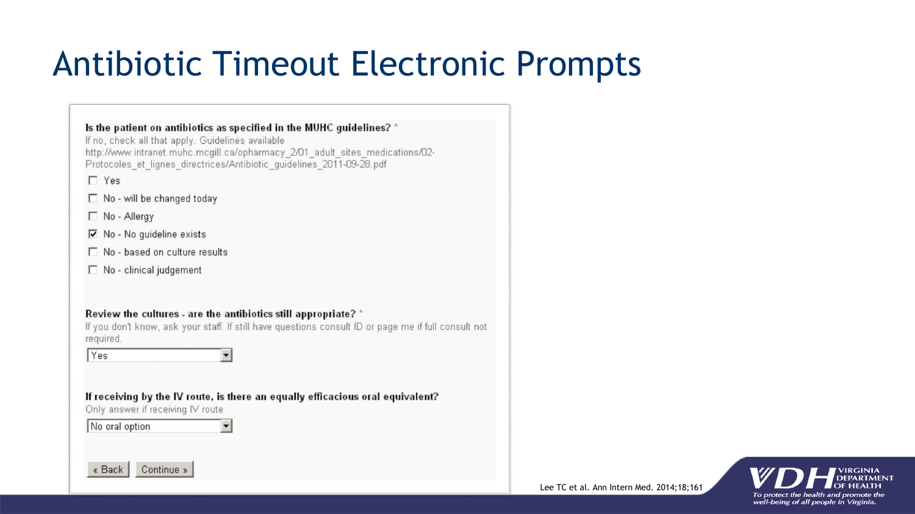# Antibiotic Timeout Electronic Prompts

**Is the patient on antibiotics as specified in the MUHC guidelines?** *

If no, check all that apply. Guidelines available http://www.intranet.muhc.mcgill.ca/opharmacy_2/01_adult_sites_medications/02-Protocoles_et_lignes_directrices/Antibiotic_guidelines_2011-09-28.pdf

- [ ] Yes
- [ ] No - will be changed today
- [ ] No - Allergy
- [x] No - No guideline exists
- [ ] No - based on culture results
- [ ] No - clinical judgement

**Review the cultures - are the antibiotics still appropriate?** *

If you don't know, ask your staff. If still have questions consult ID or page me if full consult not required.

Yes

**If receiving by the IV route, is there an equally efficacious oral equivalent?**

Only answer if receiving IV route

No oral option

« Back | Continue »

Lee TC et al. Ann Intern Med. 2014;18;161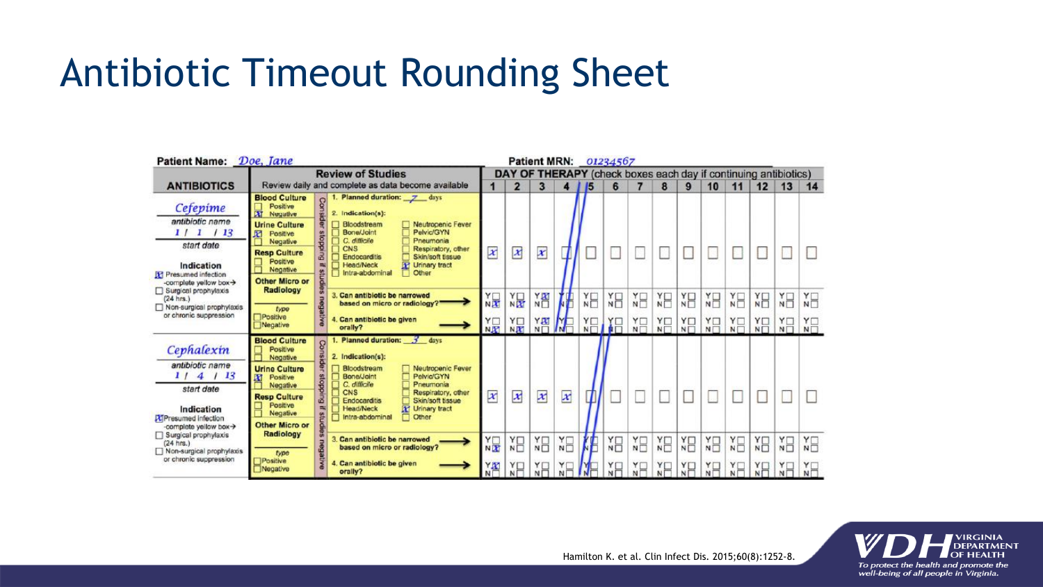# Antibiotic Timeout Rounding Sheet

**Patient Name:** Doe, Jane

**Patient MRN:** 01234567

| ANTIBIOTICS | Review of Studies (Review daily and complete as data become available) | | DAY OF THERAPY (check boxes each day if continuing antibiotics) 1 | 2 | 3 | 4 | 5 | 6 | 7 | 8 | 9 | 10 | 11 | 12 | 13 | 14 |
|---|---|---|---|---|---|---|---|---|---|---|---|---|---|---|---|---|
| Cefepime (antibiotic name); 1/1/13 (start date); Indication: [x] Presumed infection -complete yellow box→; [ ] Surgical prophylaxis (24 hrs.); [ ] Non-surgical prophylaxis or chronic suppression | Blood Culture: [ ] Positive [x] Negative; Urine Culture: [x] Positive [ ] Negative; Resp Culture: [ ] Positive [ ] Negative; Other Micro or Radiology: type; [ ] Positive [ ] Negative | 1. Planned duration: 7 days; 2. Indication(s): [ ] Bloodstream [ ] Bone/Joint [ ] C. difficile [ ] CNS [ ] Endocarditis [ ] Head/Neck [ ] Intra-abdominal [ ] Neutropenic Fever [ ] Pelvic/GYN [ ] Pneumonia [ ] Respiratory, other [ ] Skin/soft tissue [x] Urinary tract [ ] Other | [x] | [x] | [x] | [ ] | [ ] | [ ] | [ ] | [ ] | [ ] | [ ] | [ ] | [ ] | [ ] | [ ] |
| | | 3. Can antibiotic be narrowed based on micro or radiology? | N | N | Y | | | | | | | | | | | |
| | | 4. Can antibiotic be given orally? | N | N | Y | | | | | | | | | | | |
| Cephalexin (antibiotic name); 1/4/13 (start date); Indication: [x] Presumed infection -complete yellow box→; [ ] Surgical prophylaxis (24 hrs.); [ ] Non-surgical prophylaxis or chronic suppression | Blood Culture: [ ] Positive [ ] Negative; Urine Culture: [x] Positive [ ] Negative; Resp Culture: [ ] Positive [ ] Negative; Other Micro or Radiology: type; [ ] Positive [ ] Negative | 1. Planned duration: 3 days; 2. Indication(s): [ ] Bloodstream [ ] Bone/Joint [ ] C. difficile [ ] CNS [ ] Endocarditis [ ] Head/Neck [ ] Intra-abdominal [ ] Neutropenic Fever [ ] Pelvic/GYN [ ] Pneumonia [ ] Respiratory, other [ ] Skin/soft tissue [x] Urinary tract [ ] Other | [x] | [x] | [x] | [x] | [ ] | [ ] | [ ] | [ ] | [ ] | [ ] | [ ] | [ ] | [ ] | [ ] |
| | | 3. Can antibiotic be narrowed based on micro or radiology? | N | | | | | | | | | | | | | |
| | | 4. Can antibiotic be given orally? | Y | | | | | | | | | | | | | |

*Consider stopping if studies negative*

Hamilton K. et al. Clin Infect Dis. 2015;60(8):1252-8.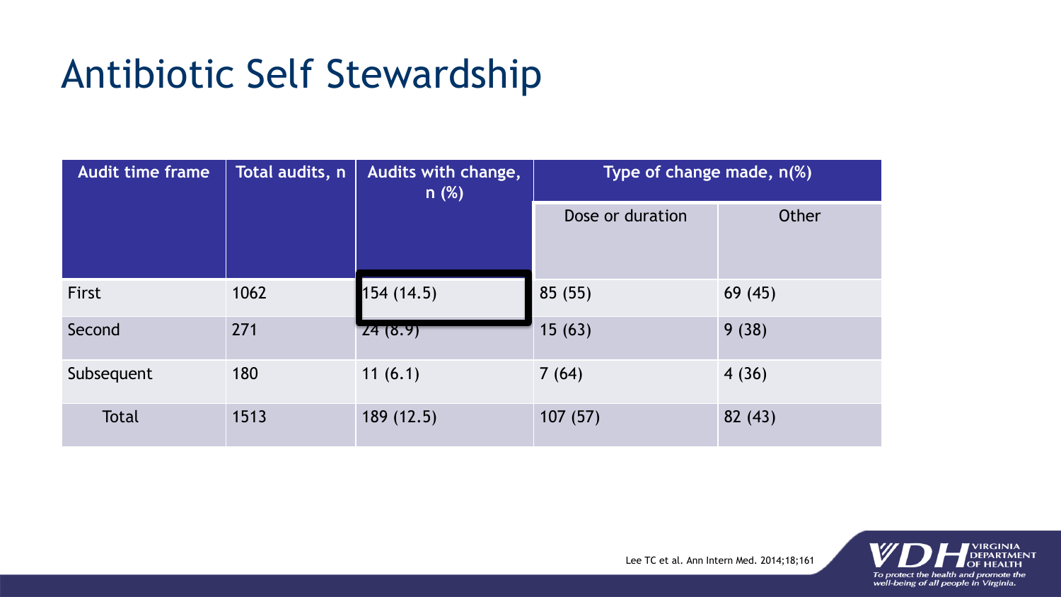# Antibiotic Self Stewardship

| Audit time frame | Total audits, n | Audits with change, n (%) | Type of change made, n(%) | |
|---|---|---|---|---|
| | | | Dose or duration | Other |
| First | 1062 | 154 (14.5) | 85 (55) | 69 (45) |
| Second | 271 | 24 (8.9) | 15 (63) | 9 (38) |
| Subsequent | 180 | 11 (6.1) | 7 (64) | 4 (36) |
| Total | 1513 | 189 (12.5) | 107 (57) | 82 (43) |

Lee TC et al. Ann Intern Med. 2014;18;161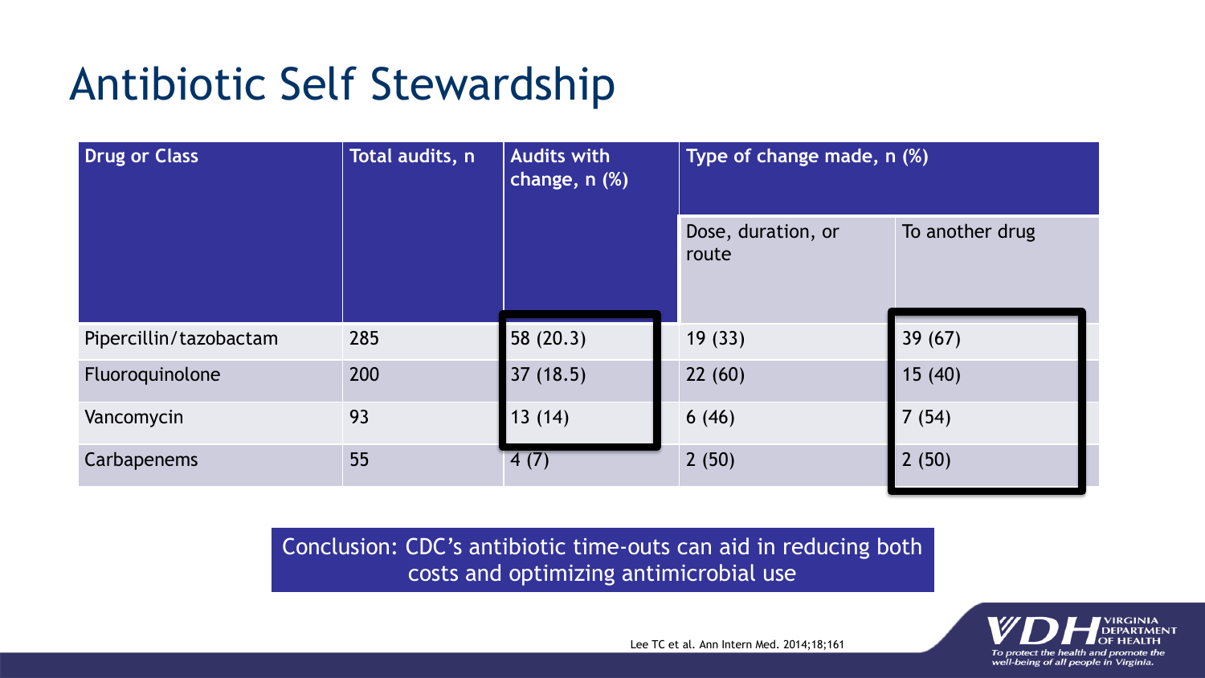# Antibiotic Self Stewardship

| Drug or Class | Total audits, n | Audits with change, n (%) | Type of change made, n (%) | |
|---|---|---|---|---|
| | | | Dose, duration, or route | To another drug |
| Pipercillin/tazobactam | 285 | 58 (20.3) | 19 (33) | 39 (67) |
| Fluoroquinolone | 200 | 37 (18.5) | 22 (60) | 15 (40) |
| Vancomycin | 93 | 13 (14) | 6 (46) | 7 (54) |
| Carbapenems | 55 | 4 (7) | 2 (50) | 2 (50) |

Conclusion: CDC's antibiotic time-outs can aid in reducing both costs and optimizing antimicrobial use

Lee TC et al. Ann Intern Med. 2014;18;161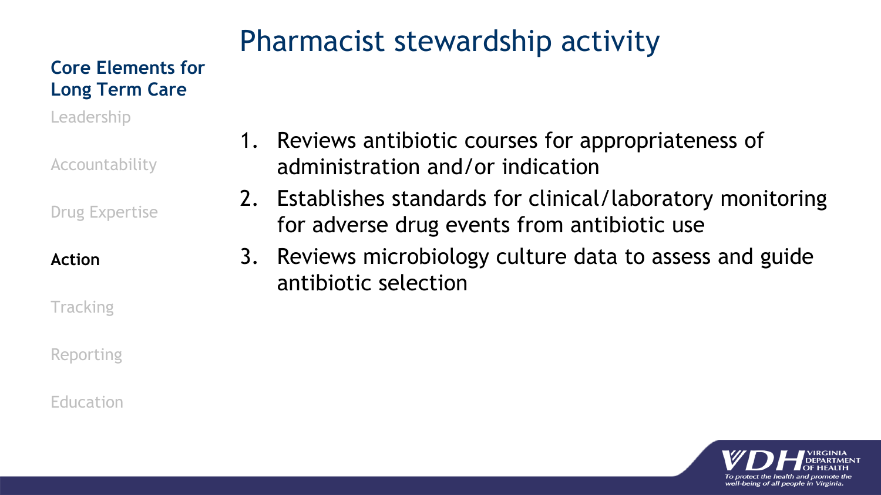# Pharmacist stewardship activity

**Core Elements for Long Term Care**

Leadership

Accountability

Drug Expertise

**Action**

Tracking

Reporting

Education

1. Reviews antibiotic courses for appropriateness of administration and/or indication
2. Establishes standards for clinical/laboratory monitoring for adverse drug events from antibiotic use
3. Reviews microbiology culture data to assess and guide antibiotic selection

VDH VIRGINIA DEPARTMENT OF HEALTH

*To protect the health and promote the well-being of all people in Virginia.*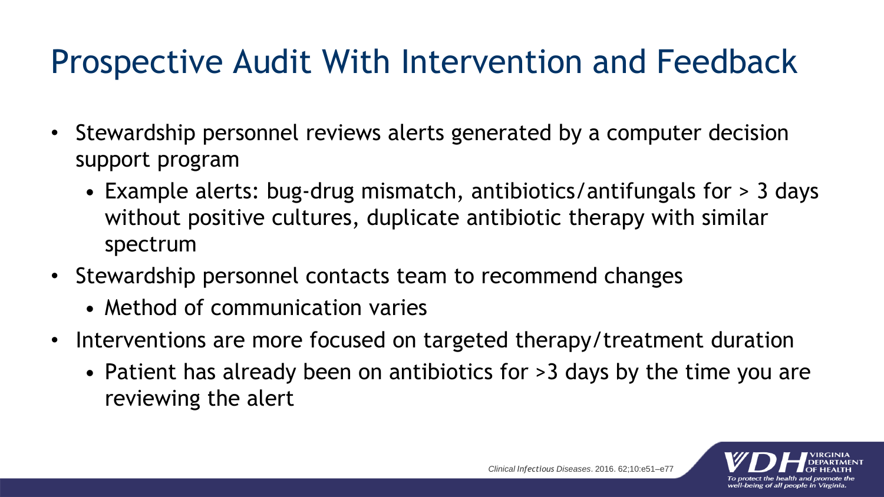# Prospective Audit With Intervention and Feedback

- Stewardship personnel reviews alerts generated by a computer decision support program
  - Example alerts: bug-drug mismatch, antibiotics/antifungals for > 3 days without positive cultures, duplicate antibiotic therapy with similar spectrum
- Stewardship personnel contacts team to recommend changes
  - Method of communication varies
- Interventions are more focused on targeted therapy/treatment duration
  - Patient has already been on antibiotics for >3 days by the time you are reviewing the alert

*Clinical Infectious Diseases*. 2016. 62;10:e51–e77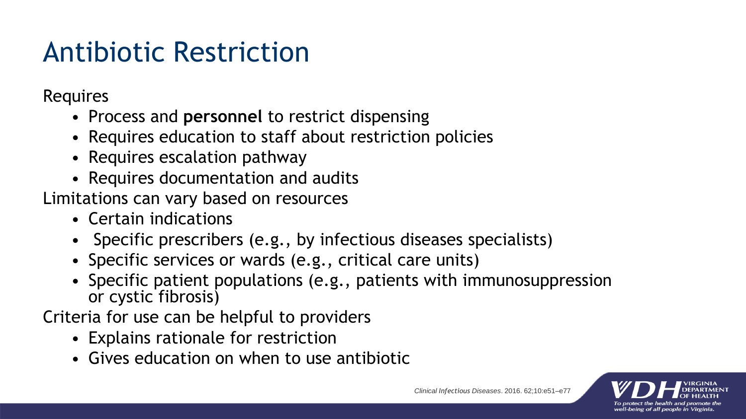# Antibiotic Restriction

Requires

- Process and **personnel** to restrict dispensing
- Requires education to staff about restriction policies
- Requires escalation pathway
- Requires documentation and audits

Limitations can vary based on resources

- Certain indications
- Specific prescribers (e.g., by infectious diseases specialists)
- Specific services or wards (e.g., critical care units)
- Specific patient populations (e.g., patients with immunosuppression or cystic fibrosis)

Criteria for use can be helpful to providers

- Explains rationale for restriction
- Gives education on when to use antibiotic

*Clinical Infectious Diseases*. 2016. 62;10:e51–e77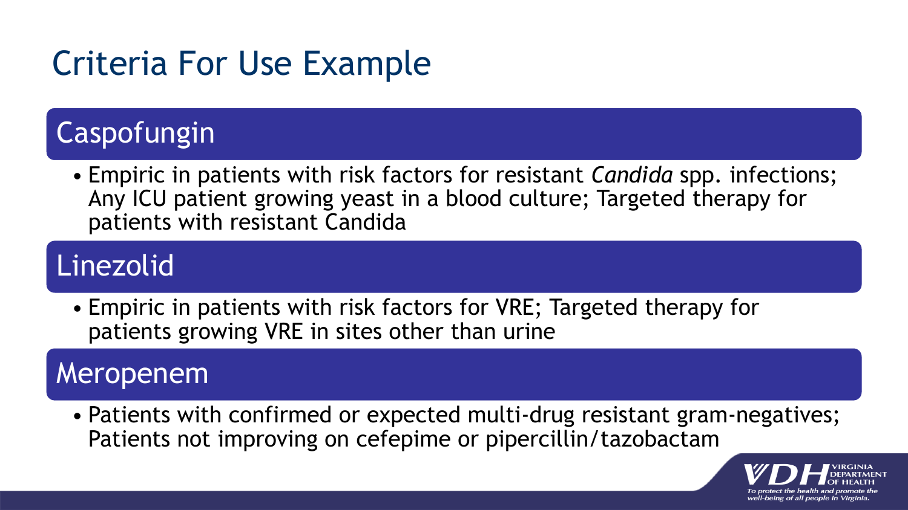# Criteria For Use Example

## Caspofungin

- Empiric in patients with risk factors for resistant *Candida* spp. infections; Any ICU patient growing yeast in a blood culture; Targeted therapy for patients with resistant Candida

## Linezolid

- Empiric in patients with risk factors for VRE; Targeted therapy for patients growing VRE in sites other than urine

## Meropenem

- Patients with confirmed or expected multi-drug resistant gram-negatives; Patients not improving on cefepime or pipercillin/tazobactam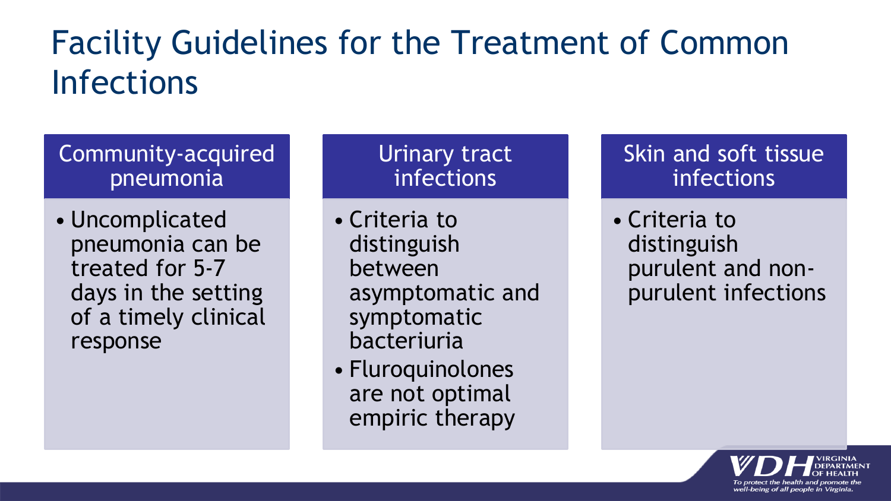# Facility Guidelines for the Treatment of Common Infections

## Community-acquired pneumonia

- Uncomplicated pneumonia can be treated for 5-7 days in the setting of a timely clinical response

## Urinary tract infections

- Criteria to distinguish between asymptomatic and symptomatic bacteriuria
- Fluroquinolones are not optimal empiric therapy

## Skin and soft tissue infections

- Criteria to distinguish purulent and non-purulent infections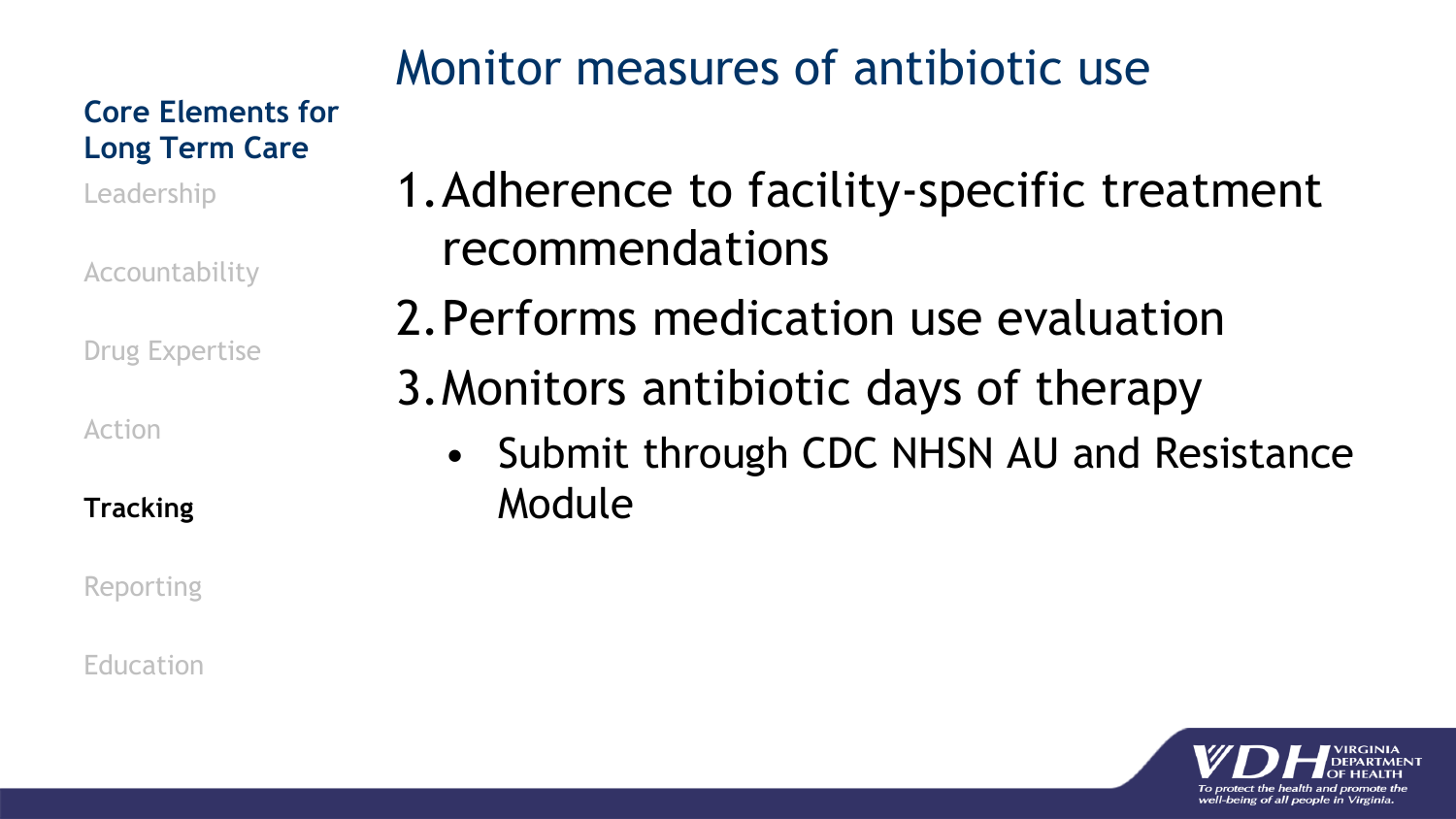# Monitor measures of antibiotic use

**Core Elements for Long Term Care**

Leadership

Accountability

Drug Expertise

Action

**Tracking**

Reporting

Education

1. Adherence to facility-specific treatment recommendations
2. Performs medication use evaluation
3. Monitors antibiotic days of therapy
   - Submit through CDC NHSN AU and Resistance Module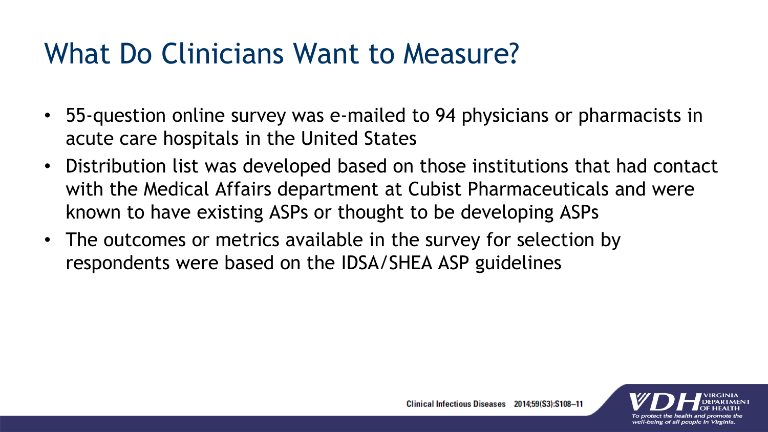# What Do Clinicians Want to Measure?

- 55-question online survey was e-mailed to 94 physicians or pharmacists in acute care hospitals in the United States
- Distribution list was developed based on those institutions that had contact with the Medical Affairs department at Cubist Pharmaceuticals and were known to have existing ASPs or thought to be developing ASPs
- The outcomes or metrics available in the survey for selection by respondents were based on the IDSA/SHEA ASP guidelines

Clinical Infectious Diseases 2014;59(S3):S108–11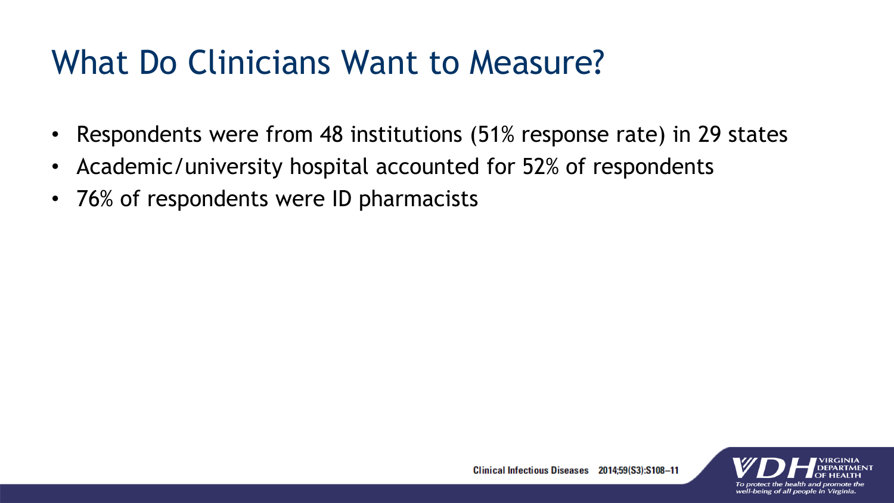# What Do Clinicians Want to Measure?

- Respondents were from 48 institutions (51% response rate) in 29 states
- Academic/university hospital accounted for 52% of respondents
- 76% of respondents were ID pharmacists

Clinical Infectious Diseases 2014;59(S3):S108–11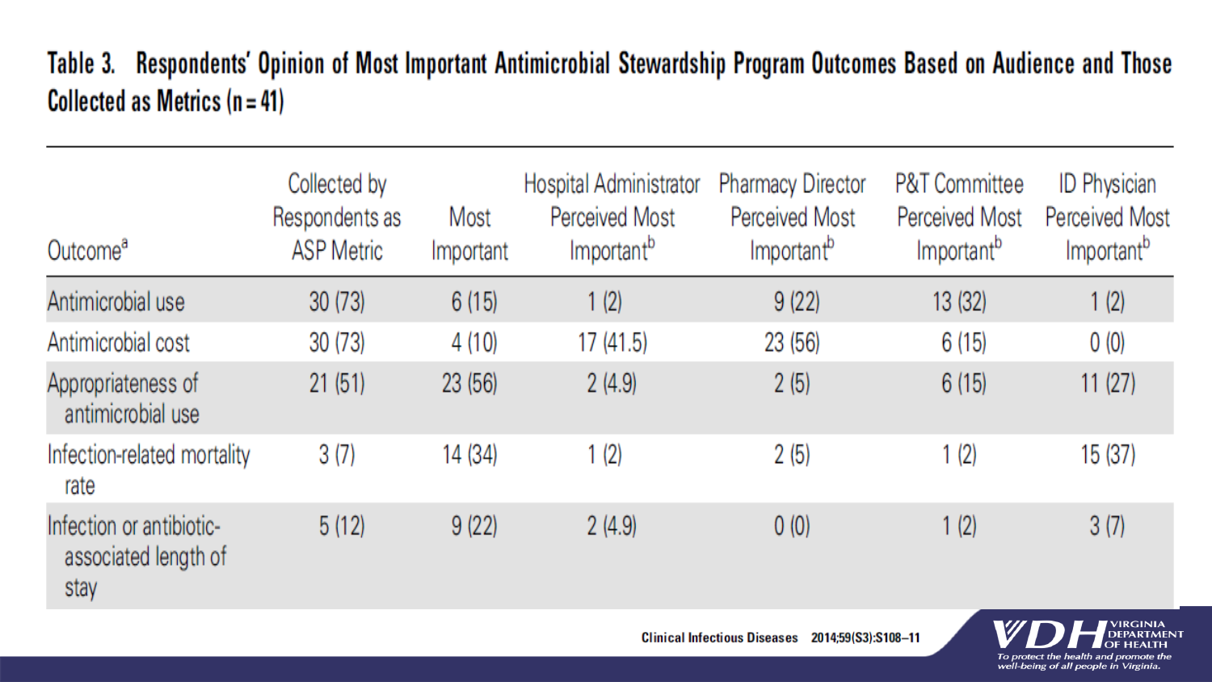## Table 3. Respondents' Opinion of Most Important Antimicrobial Stewardship Program Outcomes Based on Audience and Those Collected as Metrics (n = 41)

| Outcome[a] | Collected by Respondents as ASP Metric | Most Important | Hospital Administrator Perceived Most Important[b] | Pharmacy Director Perceived Most Important[b] | P&T Committee Perceived Most Important[b] | ID Physician Perceived Most Important[b] |
|---|---|---|---|---|---|---|
| Antimicrobial use | 30 (73) | 6 (15) | 1 (2) | 9 (22) | 13 (32) | 1 (2) |
| Antimicrobial cost | 30 (73) | 4 (10) | 17 (41.5) | 23 (56) | 6 (15) | 0 (0) |
| Appropriateness of antimicrobial use | 21 (51) | 23 (56) | 2 (4.9) | 2 (5) | 6 (15) | 11 (27) |
| Infection-related mortality rate | 3 (7) | 14 (34) | 1 (2) | 2 (5) | 1 (2) | 15 (37) |
| Infection or antibiotic-associated length of stay | 5 (12) | 9 (22) | 2 (4.9) | 0 (0) | 1 (2) | 3 (7) |

Clinical Infectious Diseases 2014;59(S3):S108–11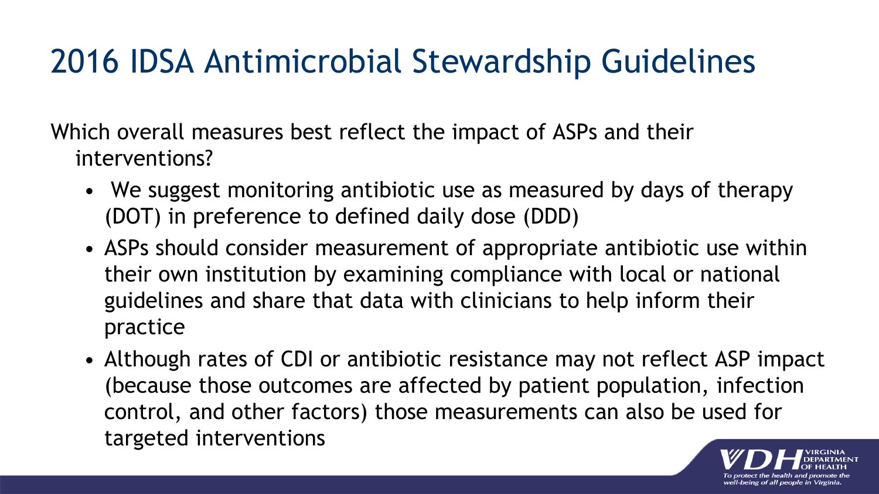# 2016 IDSA Antimicrobial Stewardship Guidelines

Which overall measures best reflect the impact of ASPs and their interventions?

- We suggest monitoring antibiotic use as measured by days of therapy (DOT) in preference to defined daily dose (DDD)
- ASPs should consider measurement of appropriate antibiotic use within their own institution by examining compliance with local or national guidelines and share that data with clinicians to help inform their practice
- Although rates of CDI or antibiotic resistance may not reflect ASP impact (because those outcomes are affected by patient population, infection control, and other factors) those measurements can also be used for targeted interventions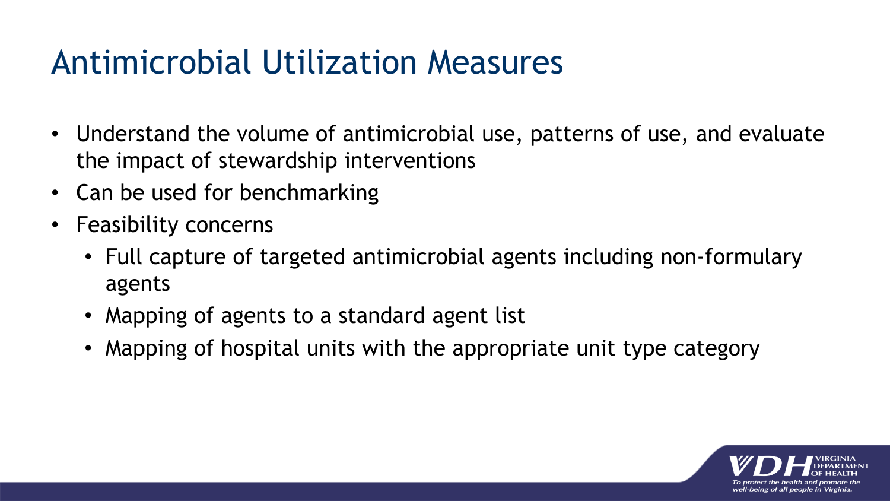# Antimicrobial Utilization Measures

- Understand the volume of antimicrobial use, patterns of use, and evaluate the impact of stewardship interventions
- Can be used for benchmarking
- Feasibility concerns
  - Full capture of targeted antimicrobial agents including non-formulary agents
  - Mapping of agents to a standard agent list
  - Mapping of hospital units with the appropriate unit type category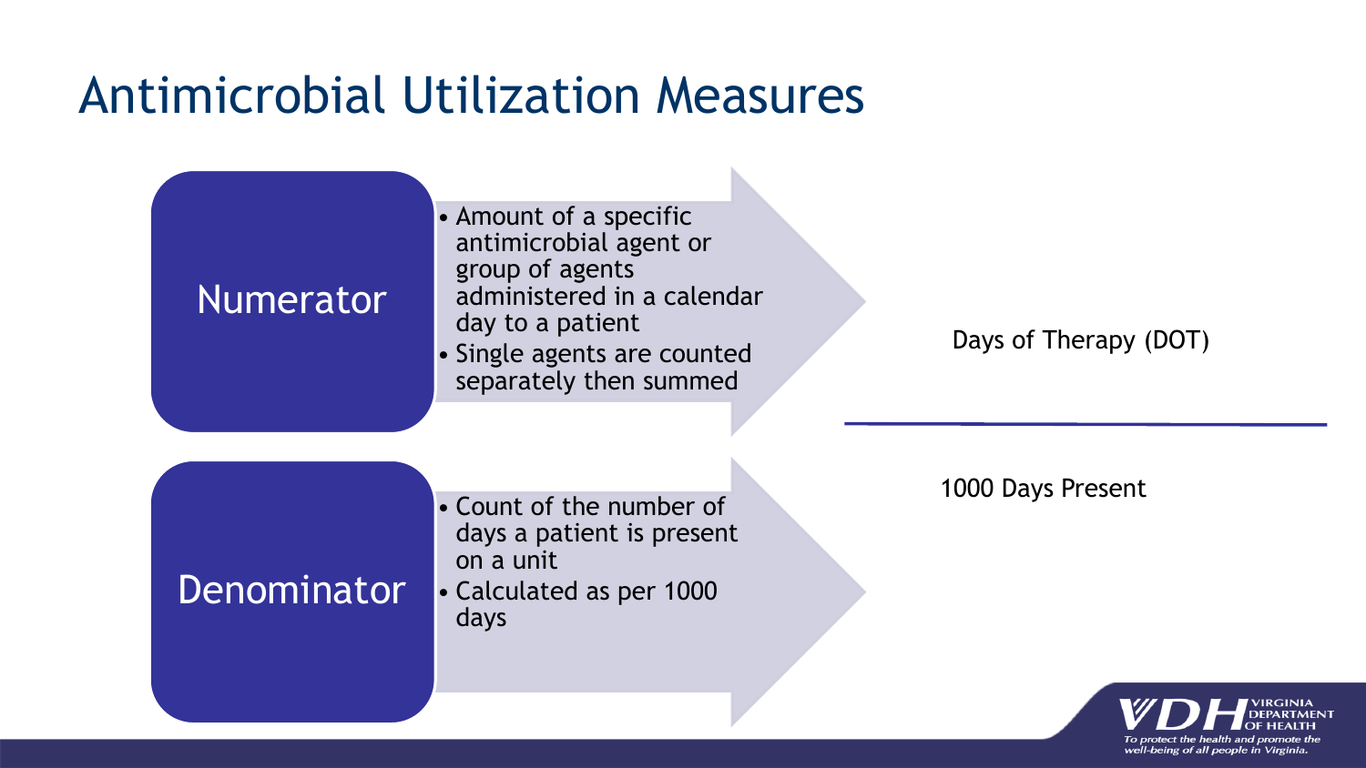# Antimicrobial Utilization Measures

**Numerator**

- Amount of a specific antimicrobial agent or group of agents administered in a calendar day to a patient
- Single agents are counted separately then summed

**Denominator**

- Count of the number of days a patient is present on a unit
- Calculated as per 1000 days

$$\frac{\text{Days of Therapy (DOT)}}{\text{1000 Days Present}}$$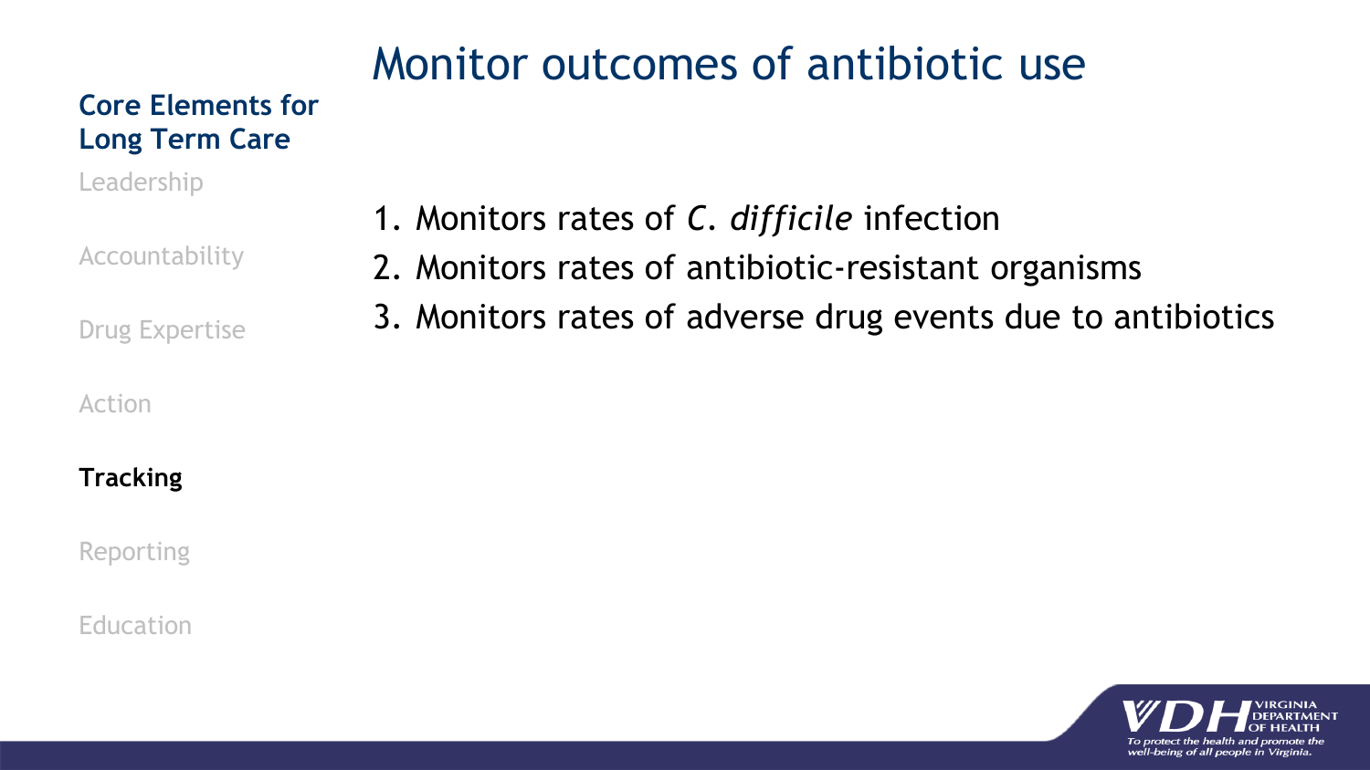# Monitor outcomes of antibiotic use

**Core Elements for Long Term Care**

Leadership

Accountability

Drug Expertise

Action

**Tracking**

Reporting

Education

1. Monitors rates of *C. difficile* infection
2. Monitors rates of antibiotic-resistant organisms
3. Monitors rates of adverse drug events due to antibiotics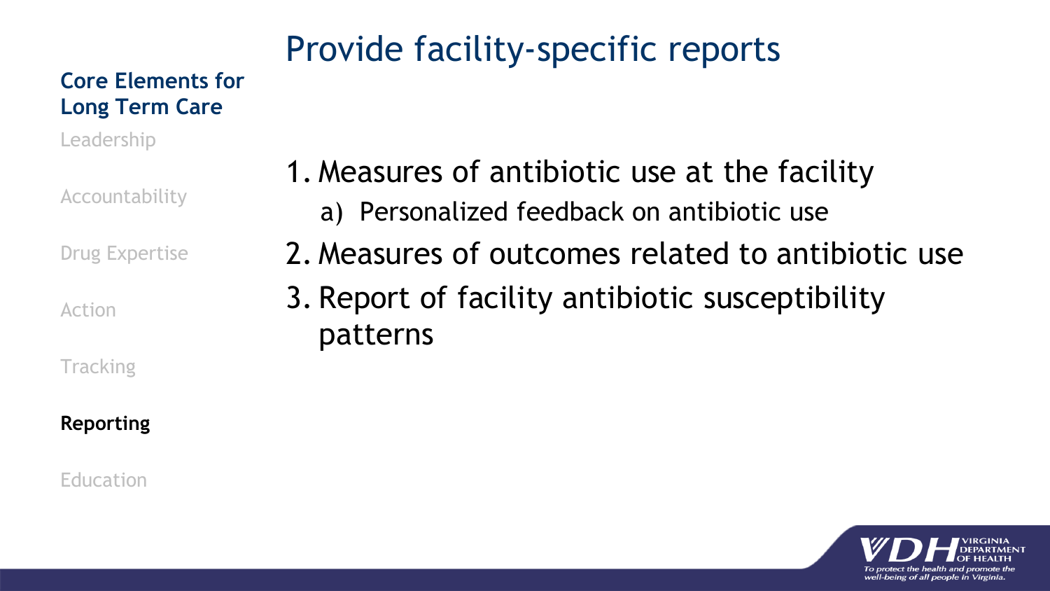# Provide facility-specific reports

**Core Elements for Long Term Care**

Leadership

Accountability

Drug Expertise

Action

Tracking

**Reporting**

Education

1. Measures of antibiotic use at the facility
   a) Personalized feedback on antibiotic use
2. Measures of outcomes related to antibiotic use
3. Report of facility antibiotic susceptibility patterns

VDH VIRGINIA DEPARTMENT OF HEALTH

*To protect the health and promote the well-being of all people in Virginia.*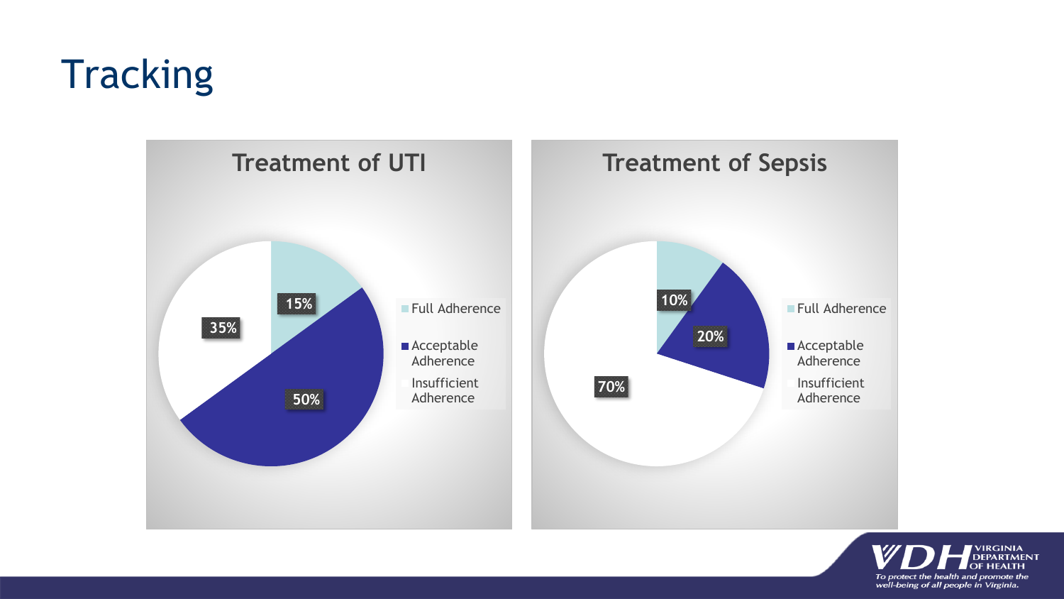# Tracking

## Treatment of UTI

| Category | Percentage |
| --- | --- |
| Full Adherence | 15% |
| Acceptable Adherence | 50% |
| Insufficient Adherence | 35% |

## Treatment of Sepsis

| Category | Percentage |
| --- | --- |
| Full Adherence | 10% |
| Acceptable Adherence | 20% |
| Insufficient Adherence | 70% |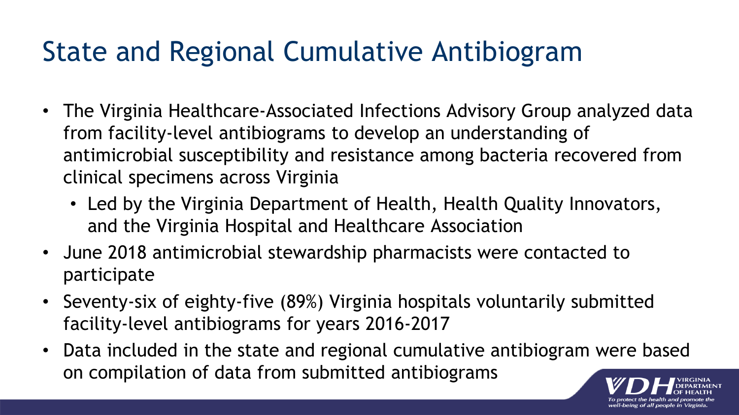# State and Regional Cumulative Antibiogram

- The Virginia Healthcare-Associated Infections Advisory Group analyzed data from facility-level antibiograms to develop an understanding of antimicrobial susceptibility and resistance among bacteria recovered from clinical specimens across Virginia
  - Led by the Virginia Department of Health, Health Quality Innovators, and the Virginia Hospital and Healthcare Association
- June 2018 antimicrobial stewardship pharmacists were contacted to participate
- Seventy-six of eighty-five (89%) Virginia hospitals voluntarily submitted facility-level antibiograms for years 2016-2017
- Data included in the state and regional cumulative antibiogram were based on compilation of data from submitted antibiograms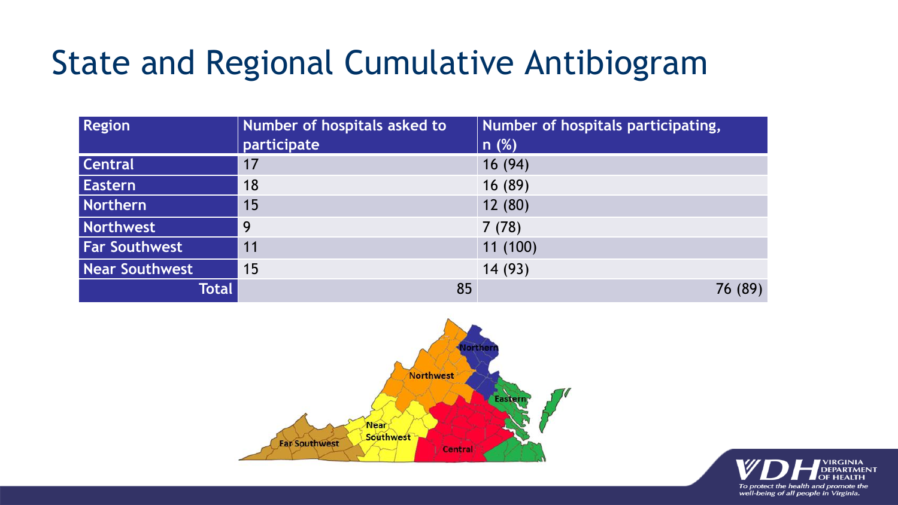# State and Regional Cumulative Antibiogram

| Region | Number of hospitals asked to participate | Number of hospitals participating, n (%) |
|---|---|---|
| Central | 17 | 16 (94) |
| Eastern | 18 | 16 (89) |
| Northern | 15 | 12 (80) |
| Northwest | 9 | 7 (78) |
| Far Southwest | 11 | 11 (100) |
| Near Southwest | 15 | 14 (93) |
| Total | 85 | 76 (89) |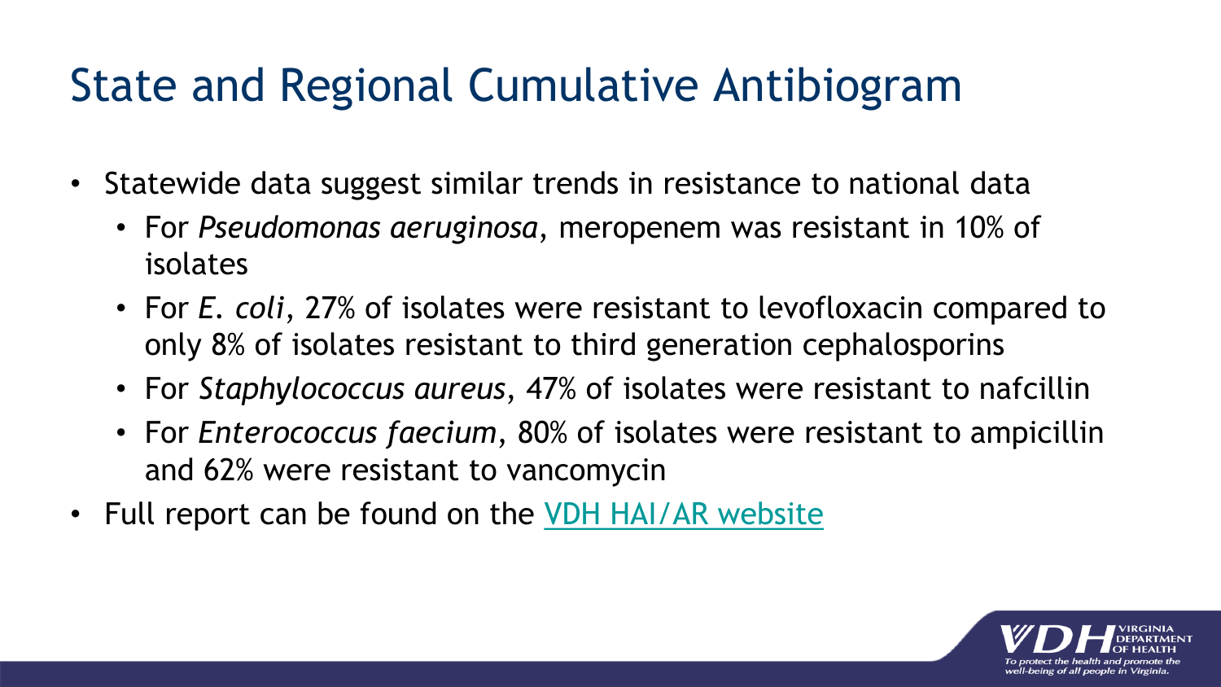# State and Regional Cumulative Antibiogram

- Statewide data suggest similar trends in resistance to national data
  - For *Pseudomonas aeruginosa*, meropenem was resistant in 10% of isolates
  - For *E. coli*, 27% of isolates were resistant to levofloxacin compared to only 8% of isolates resistant to third generation cephalosporins
  - For *Staphylococcus aureus*, 47% of isolates were resistant to nafcillin
  - For *Enterococcus faecium*, 80% of isolates were resistant to ampicillin and 62% were resistant to vancomycin
- Full report can be found on the [VDH HAI/AR website]()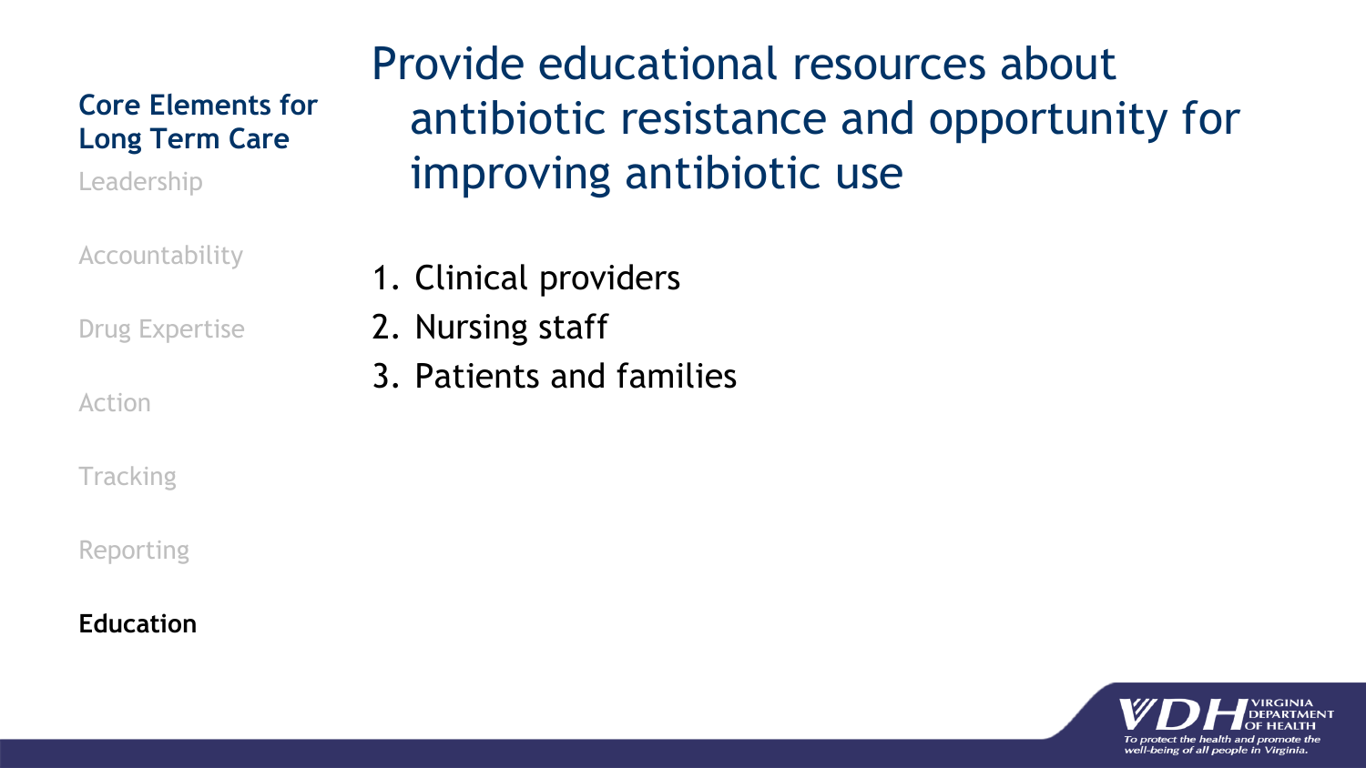**Core Elements for Long Term Care**

Leadership

Accountability

Drug Expertise

Action

Tracking

Reporting

**Education**

# Provide educational resources about antibiotic resistance and opportunity for improving antibiotic use

1. Clinical providers
2. Nursing staff
3. Patients and families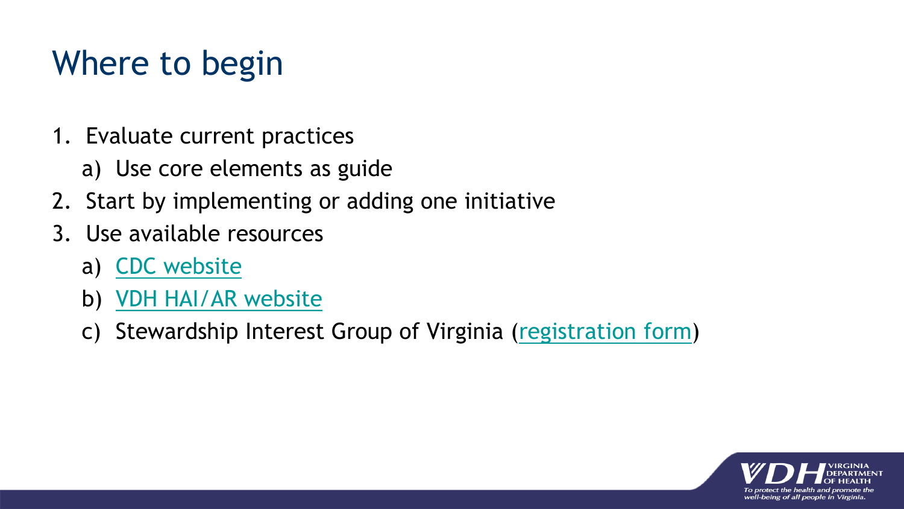# Where to begin

1. Evaluate current practices
   a) Use core elements as guide
2. Start by implementing or adding one initiative
3. Use available resources
   a) CDC website
   b) VDH HAI/AR website
   c) Stewardship Interest Group of Virginia (registration form)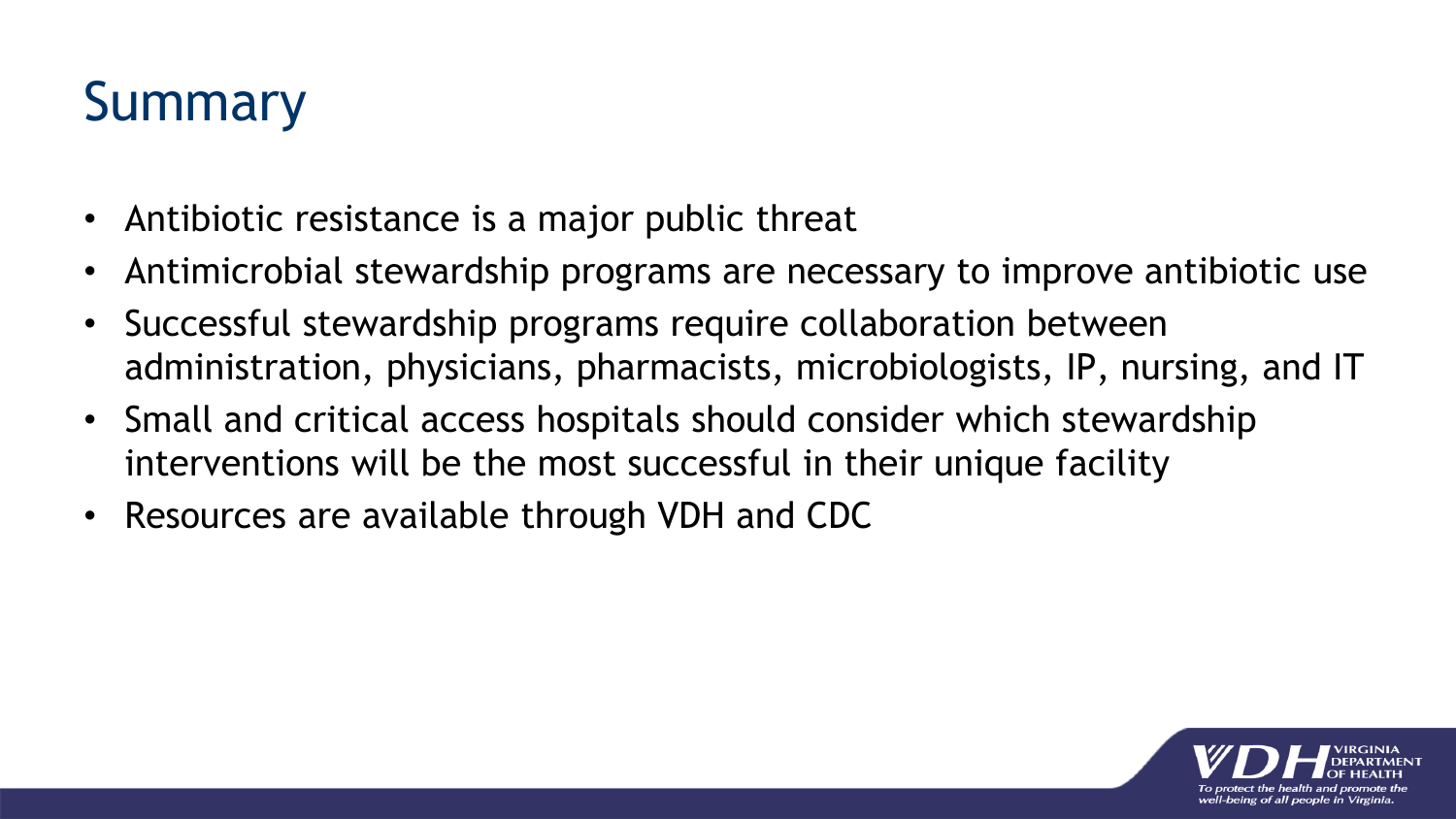# Summary

- Antibiotic resistance is a major public threat
- Antimicrobial stewardship programs are necessary to improve antibiotic use
- Successful stewardship programs require collaboration between administration, physicians, pharmacists, microbiologists, IP, nursing, and IT
- Small and critical access hospitals should consider which stewardship interventions will be the most successful in their unique facility
- Resources are available through VDH and CDC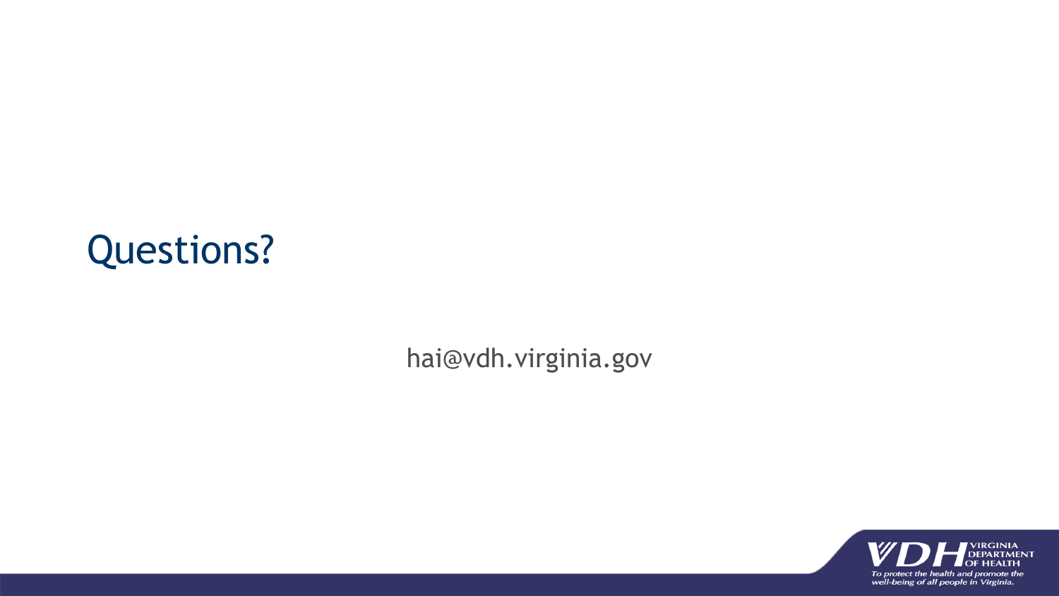# Questions?

hai@vdh.virginia.gov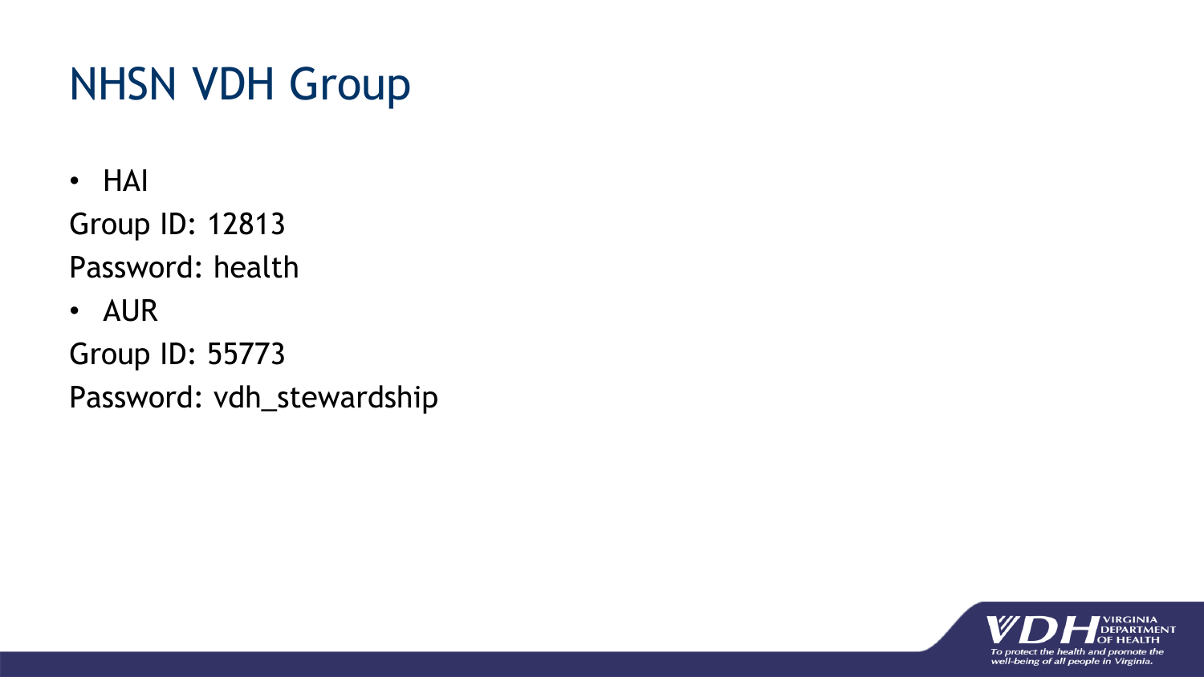# NHSN VDH Group

- HAI

Group ID: 12813

Password: health

- AUR

Group ID: 55773

Password: vdh_stewardship